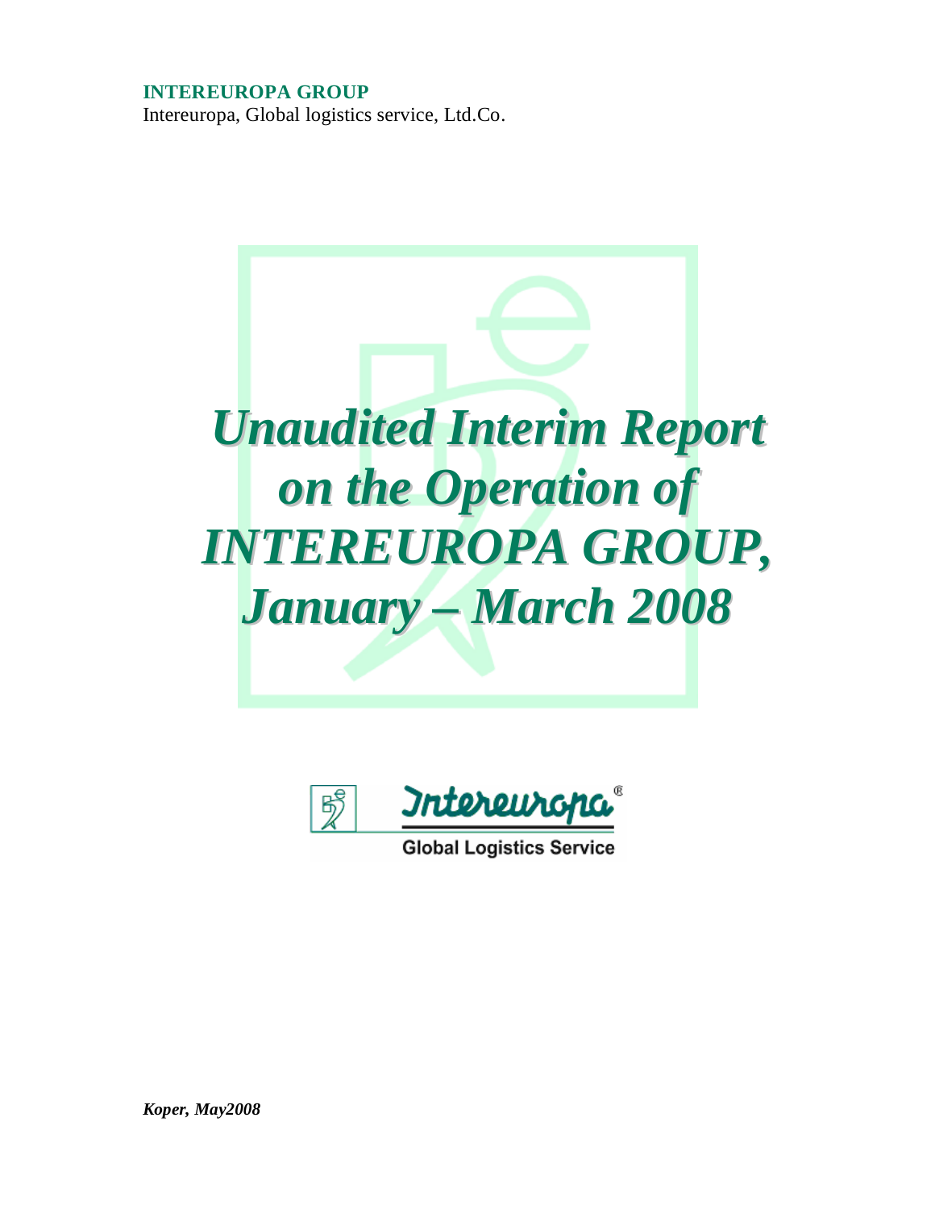**INTEREUROPA GROUP**

Intereuropa, Global logistics service, Ltd.Co.

# *Unaudited Interim Report on the Operation of INTEREUROPA GROUP, January – March 2008*

Intereuropa®

Global Logistics Service

*Koper, May2008*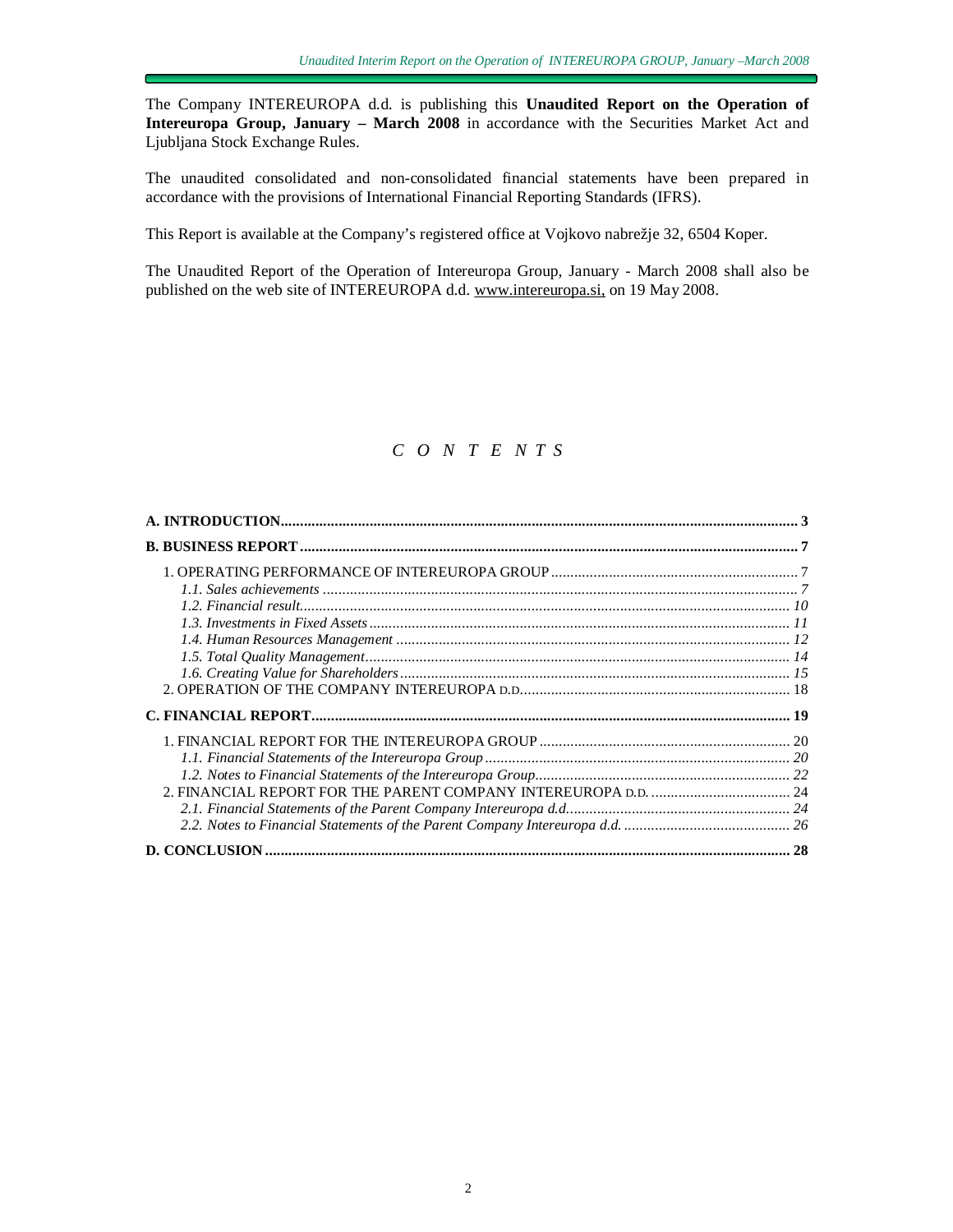The Company INTEREUROPA d.d. is publishing this **Unaudited Report on the Operation of Intereuropa Group, January – March 2008** in accordance with the Securities Market Act and Ljubljana Stock Exchange Rules.

The unaudited consolidated and non-consolidated financial statements have been prepared in accordance with the provisions of International Financial Reporting Standards (IFRS).

This Report is available at the Company's registered office at Vojkovo nabrežje 32, 6504 Koper.

The Unaudited Report of the Operation of Intereuropa Group, January - March 2008 shall also be published on the web site of INTEREUROPA d.d. www.intereuropa.si, on 19 May 2008.

*C O N T E N T S*

**A. INTRODUCTION** ..... **3**

**B. BUSINESS REPORT** ..... **7**

- 1. OPERATING PERFORMANCE OF INTEREUROPA GROUP ..... 7
  - *1.1. Sales achievements* ..... *7*
  - *1.2. Financial result* ..... *10*
  - *1.3. Investments in Fixed Assets* ..... *11*
  - *1.4. Human Resources Management* ..... *12*
  - *1.5. Total Quality Management* ..... *14*
  - *1.6. Creating Value for Shareholders* ..... *15*
- 2. OPERATION OF THE COMPANY INTEREUROPA D.D. ..... 18

**C. FINANCIAL REPORT** ..... **19**

- 1. FINANCIAL REPORT FOR THE INTEREUROPA GROUP ..... 20
  - *1.1. Financial Statements of the Intereuropa Group* ..... *20*
  - *1.2. Notes to Financial Statements of the Intereuropa Group* ..... *22*
- 2. FINANCIAL REPORT FOR THE PARENT COMPANY INTEREUROPA D.D. ..... 24
  - *2.1. Financial Statements of the Parent Company Intereuropa d.d.* ..... *24*
  - *2.2. Notes to Financial Statements of the Parent Company Intereuropa d.d.* ..... *26*

**D. CONCLUSION** ..... **28**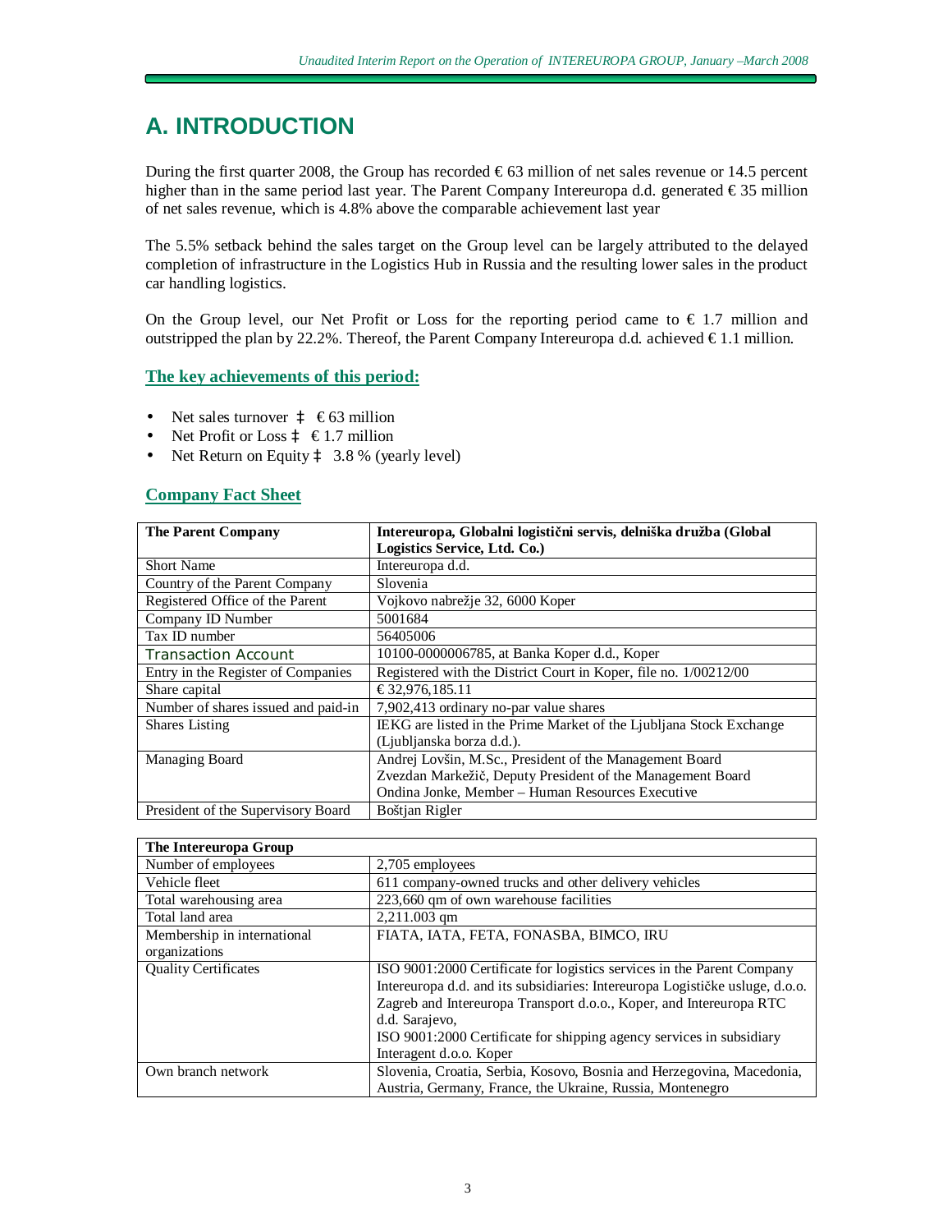# A. INTRODUCTION

During the first quarter 2008, the Group has recorded € 63 million of net sales revenue or 14.5 percent higher than in the same period last year. The Parent Company Intereuropa d.d. generated € 35 million of net sales revenue, which is 4.8% above the comparable achievement last year

The 5.5% setback behind the sales target on the Group level can be largely attributed to the delayed completion of infrastructure in the Logistics Hub in Russia and the resulting lower sales in the product car handling logistics.

On the Group level, our Net Profit or Loss for the reporting period came to € 1.7 million and outstripped the plan by 22.2%. Thereof, the Parent Company Intereuropa d.d. achieved € 1.1 million.

## The key achievements of this period:

- Net sales turnover ‡ € 63 million
- Net Profit or Loss ‡ € 1.7 million
- Net Return on Equity ‡ 3.8 % (yearly level)

## Company Fact Sheet

| The Parent Company | Intereuropa, Globalni logistični servis, delniška družba (Global Logistics Service, Ltd. Co.) |
|---|---|
| Short Name | Intereuropa d.d. |
| Country of the Parent Company | Slovenia |
| Registered Office of the Parent | Vojkovo nabrežje 32, 6000 Koper |
| Company ID Number | 5001684 |
| Tax ID number | 56405006 |
| Transaction Account | 10100-0000006785, at Banka Koper d.d., Koper |
| Entry in the Register of Companies | Registered with the District Court in Koper, file no. 1/00212/00 |
| Share capital | € 32,976,185.11 |
| Number of shares issued and paid-in | 7,902,413 ordinary no-par value shares |
| Shares Listing | IEKG are listed in the Prime Market of the Ljubljana Stock Exchange (Ljubljanska borza d.d.). |
| Managing Board | Andrej Lovšin, M.Sc., President of the Management Board<br>Zvezdan Markežič, Deputy President of the Management Board<br>Ondina Jonke, Member – Human Resources Executive |
| President of the Supervisory Board | Boštjan Rigler |

| The Intereuropa Group | |
|---|---|
| Number of employees | 2,705 employees |
| Vehicle fleet | 611 company-owned trucks and other delivery vehicles |
| Total warehousing area | 223,660 qm of own warehouse facilities |
| Total land area | 2,211.003 qm |
| Membership in international organizations | FIATA, IATA, FETA, FONASBA, BIMCO, IRU |
| Quality Certificates | ISO 9001:2000 Certificate for logistics services in the Parent Company Intereuropa d.d. and its subsidiaries: Intereuropa Logističke usluge, d.o.o. Zagreb and Intereuropa Transport d.o.o., Koper, and Intereuropa RTC d.d. Sarajevo,<br>ISO 9001:2000 Certificate for shipping agency services in subsidiary Interagent d.o.o. Koper |
| Own branch network | Slovenia, Croatia, Serbia, Kosovo, Bosnia and Herzegovina, Macedonia, Austria, Germany, France, the Ukraine, Russia, Montenegro |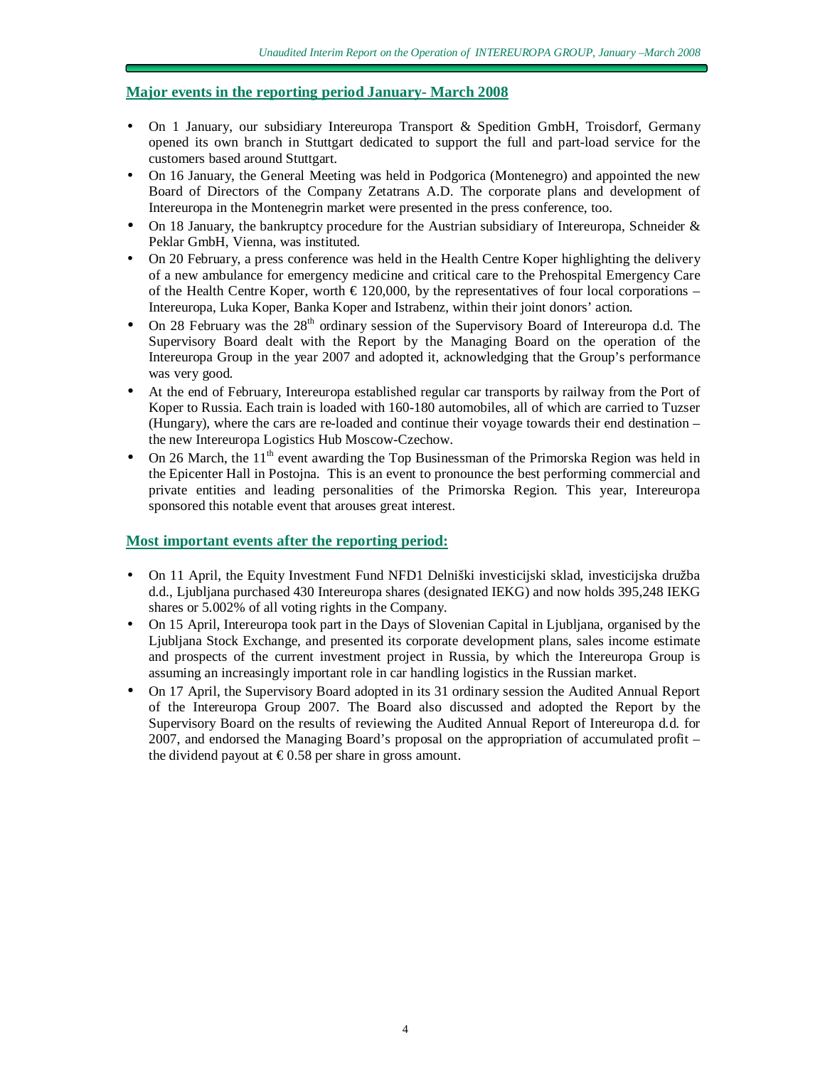## Major events in the reporting period January- March 2008

- On 1 January, our subsidiary Intereuropa Transport & Spedition GmbH, Troisdorf, Germany opened its own branch in Stuttgart dedicated to support the full and part-load service for the customers based around Stuttgart.
- On 16 January, the General Meeting was held in Podgorica (Montenegro) and appointed the new Board of Directors of the Company Zetatrans A.D. The corporate plans and development of Intereuropa in the Montenegrin market were presented in the press conference, too.
- On 18 January, the bankruptcy procedure for the Austrian subsidiary of Intereuropa, Schneider & Peklar GmbH, Vienna, was instituted.
- On 20 February, a press conference was held in the Health Centre Koper highlighting the delivery of a new ambulance for emergency medicine and critical care to the Prehospital Emergency Care of the Health Centre Koper, worth € 120,000, by the representatives of four local corporations – Intereuropa, Luka Koper, Banka Koper and Istrabenz, within their joint donors' action.
- On 28 February was the 28th ordinary session of the Supervisory Board of Intereuropa d.d. The Supervisory Board dealt with the Report by the Managing Board on the operation of the Intereuropa Group in the year 2007 and adopted it, acknowledging that the Group's performance was very good.
- At the end of February, Intereuropa established regular car transports by railway from the Port of Koper to Russia. Each train is loaded with 160-180 automobiles, all of which are carried to Tuzser (Hungary), where the cars are re-loaded and continue their voyage towards their end destination – the new Intereuropa Logistics Hub Moscow-Czechow.
- On 26 March, the 11th event awarding the Top Businessman of the Primorska Region was held in the Epicenter Hall in Postojna. This is an event to pronounce the best performing commercial and private entities and leading personalities of the Primorska Region. This year, Intereuropa sponsored this notable event that arouses great interest.

## Most important events after the reporting period:

- On 11 April, the Equity Investment Fund NFD1 Delniški investicijski sklad, investicijska družba d.d., Ljubljana purchased 430 Intereuropa shares (designated IEKG) and now holds 395,248 IEKG shares or 5.002% of all voting rights in the Company.
- On 15 April, Intereuropa took part in the Days of Slovenian Capital in Ljubljana, organised by the Ljubljana Stock Exchange, and presented its corporate development plans, sales income estimate and prospects of the current investment project in Russia, by which the Intereuropa Group is assuming an increasingly important role in car handling logistics in the Russian market.
- On 17 April, the Supervisory Board adopted in its 31 ordinary session the Audited Annual Report of the Intereuropa Group 2007. The Board also discussed and adopted the Report by the Supervisory Board on the results of reviewing the Audited Annual Report of Intereuropa d.d. for 2007, and endorsed the Managing Board's proposal on the appropriation of accumulated profit – the dividend payout at € 0.58 per share in gross amount.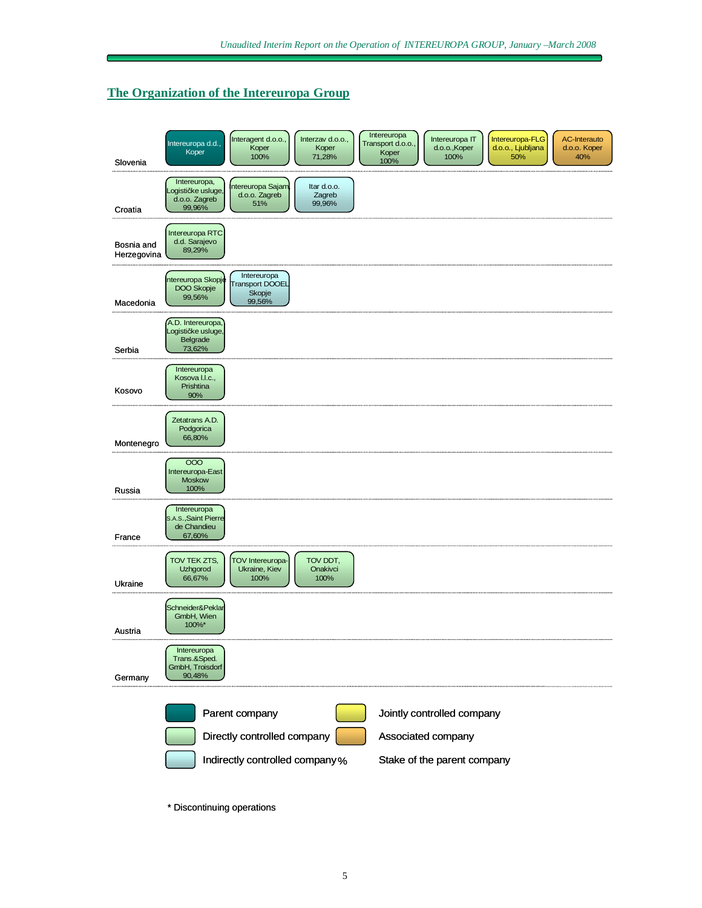## The Organization of the Intereuropa Group

| Country | Companies |
|---|---|
| Slovenia | Intereuropa d.d., Koper (Parent company); Interagent d.o.o., Koper 100%; Interzav d.o.o., Koper 71,28%; Intereuropa Transport d.o.o., Koper 100%; Intereuropa IT d.o.o.,Koper 100%; Intereuropa-FLG d.o.o., Ljubljana 50% (Jointly controlled company); AC-Interauto d.o.o. Koper 40% (Associated company) |
| Croatia | Intereuropa, Logističke usluge, d.o.o. Zagreb 99,96%; Intereuropa Sajam d.o.o. Zagreb 51%; Itar d.o.o. Zagreb 99,96% (Indirectly controlled company) |
| Bosnia and Herzegovina | Intereuropa RTC d.d. Sarajevo 89,29% |
| Macedonia | Intereuropa Skopje DOO Skopje 99,56%; Intereuropa Transport DOOEL Skopje 99,56% (Indirectly controlled company) |
| Serbia | A.D. Intereuropa, Logističke usluge, Belgrade 73,62% |
| Kosovo | Intereuropa Kosova l.l.c., Prishtina 90% |
| Montenegro | Zetatrans A.D. Podgorica 66,80% |
| Russia | OOO Intereuropa-East Moskow 100% |
| France | Intereuropa S.A.S.,Saint Pierre de Chandieu 67,60% |
| Ukraine | TOV TEK ZTS, Uzhgorod 66,67%; TOV Intereuropa-Ukraine, Kiev 100%; TOV DDT, Onakivci 100% |
| Austria | Schneider&Peklar GmbH, Wien 100%* |
| Germany | Intereuropa Trans.&Sped. GmbH, Troisdorf 90,48% |

Legend:
- Parent company
- Directly controlled company
- Indirectly controlled company
- Jointly controlled company
- Associated company
- % Stake of the parent company

\* Discontinuing operations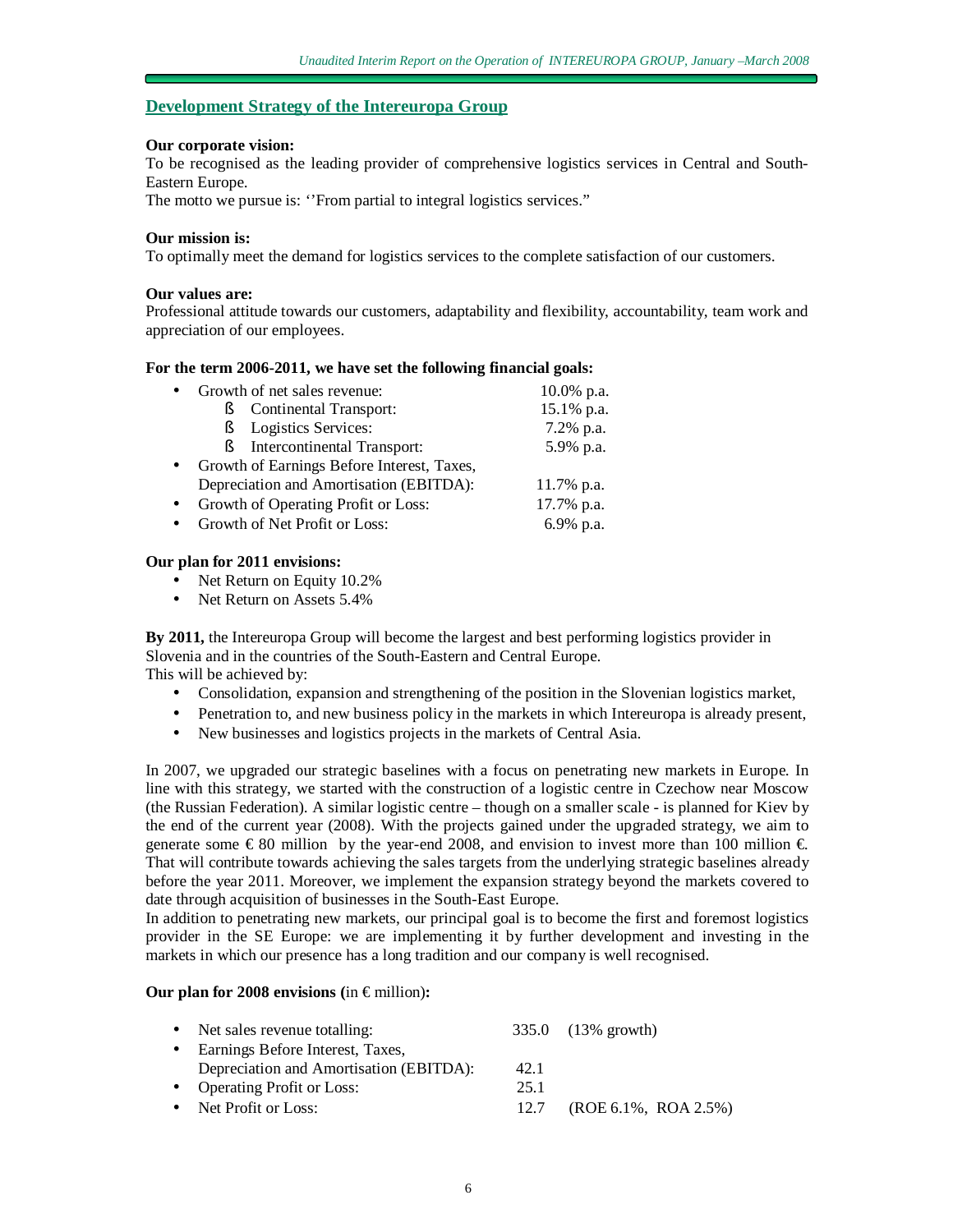## Development Strategy of the Intereuropa Group

**Our corporate vision:**
To be recognised as the leading provider of comprehensive logistics services in Central and South-Eastern Europe.
The motto we pursue is: ''From partial to integral logistics services."

**Our mission is:**
To optimally meet the demand for logistics services to the complete satisfaction of our customers.

**Our values are:**
Professional attitude towards our customers, adaptability and flexibility, accountability, team work and appreciation of our employees.

**For the term 2006-2011, we have set the following financial goals:**

- Growth of net sales revenue: 10.0% p.a.
  - Continental Transport: 15.1% p.a.
  - Logistics Services: 7.2% p.a.
  - Intercontinental Transport: 5.9% p.a.
- Growth of Earnings Before Interest, Taxes, Depreciation and Amortisation (EBITDA): 11.7% p.a.
- Growth of Operating Profit or Loss: 17.7% p.a.
- Growth of Net Profit or Loss: 6.9% p.a.

**Our plan for 2011 envisions:**

- Net Return on Equity 10.2%
- Net Return on Assets 5.4%

**By 2011,** the Intereuropa Group will become the largest and best performing logistics provider in Slovenia and in the countries of the South-Eastern and Central Europe.
This will be achieved by:

- Consolidation, expansion and strengthening of the position in the Slovenian logistics market,
- Penetration to, and new business policy in the markets in which Intereuropa is already present,
- New businesses and logistics projects in the markets of Central Asia.

In 2007, we upgraded our strategic baselines with a focus on penetrating new markets in Europe. In line with this strategy, we started with the construction of a logistic centre in Czechow near Moscow (the Russian Federation). A similar logistic centre – though on a smaller scale - is planned for Kiev by the end of the current year (2008). With the projects gained under the upgraded strategy, we aim to generate some € 80 million by the year-end 2008, and envision to invest more than 100 million €. That will contribute towards achieving the sales targets from the underlying strategic baselines already before the year 2011. Moreover, we implement the expansion strategy beyond the markets covered to date through acquisition of businesses in the South-East Europe.
In addition to penetrating new markets, our principal goal is to become the first and foremost logistics provider in the SE Europe: we are implementing it by further development and investing in the markets in which our presence has a long tradition and our company is well recognised.

**Our plan for 2008 envisions (**in € million**):**

- Net sales revenue totalling: 335.0 (13% growth)
- Earnings Before Interest, Taxes, Depreciation and Amortisation (EBITDA): 42.1
- Operating Profit or Loss: 25.1
- Net Profit or Loss: 12.7 (ROE 6.1%, ROA 2.5%)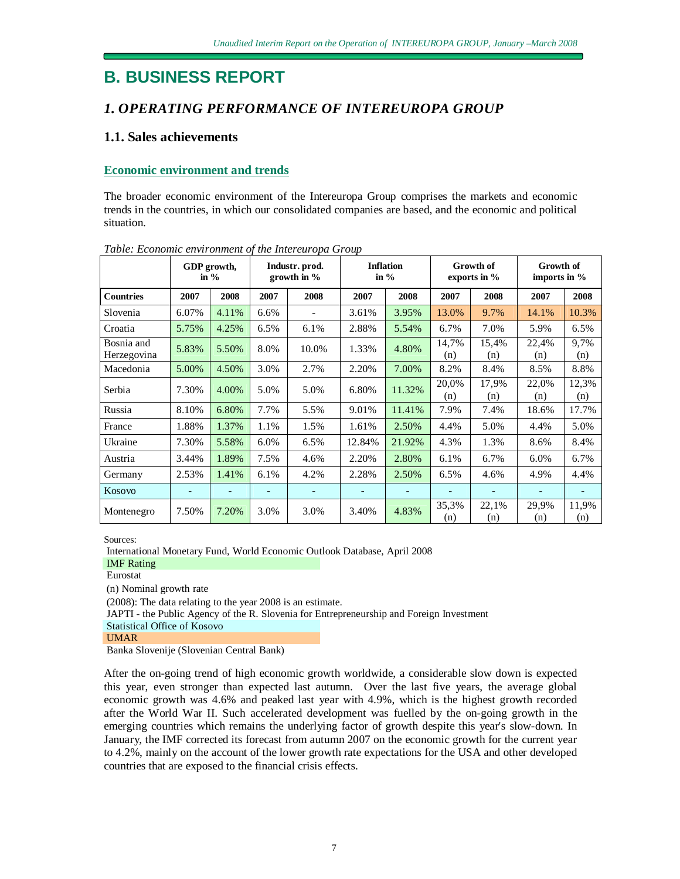// B. BUSINESS REPORT

## 1. OPERATING PERFORMANCE OF INTEREUROPA GROUP

### 1.1. Sales achievements

#### Economic environment and trends

The broader economic environment of the Intereuropa Group comprises the markets and economic trends in the countries, in which our consolidated companies are based, and the economic and political situation.

*Table: Economic environment of the Intereuropa Group*

| | GDP growth, in % | | Industr. prod. growth in % | | Inflation in % | | Growth of exports in % | | Growth of imports in % | |
|---|---|---|---|---|---|---|---|---|---|---|
| **Countries** | **2007** | **2008** | **2007** | **2008** | **2007** | **2008** | **2007** | **2008** | **2007** | **2008** |
| Slovenia | 6.07% | 4.11% | 6.6% | - | 3.61% | 3.95% | 13.0% | 9.7% | 14.1% | 10.3% |
| Croatia | 5.75% | 4.25% | 6.5% | 6.1% | 2.88% | 5.54% | 6.7% | 7.0% | 5.9% | 6.5% |
| Bosnia and Herzegovina | 5.83% | 5.50% | 8.0% | 10.0% | 1.33% | 4.80% | 14,7% (n) | 15,4% (n) | 22,4% (n) | 9,7% (n) |
| Macedonia | 5.00% | 4.50% | 3.0% | 2.7% | 2.20% | 7.00% | 8.2% | 8.4% | 8.5% | 8.8% |
| Serbia | 7.30% | 4.00% | 5.0% | 5.0% | 6.80% | 11.32% | 20,0% (n) | 17,9% (n) | 22,0% (n) | 12,3% (n) |
| Russia | 8.10% | 6.80% | 7.7% | 5.5% | 9.01% | 11.41% | 7.9% | 7.4% | 18.6% | 17.7% |
| France | 1.88% | 1.37% | 1.1% | 1.5% | 1.61% | 2.50% | 4.4% | 5.0% | 4.4% | 5.0% |
| Ukraine | 7.30% | 5.58% | 6.0% | 6.5% | 12.84% | 21.92% | 4.3% | 1.3% | 8.6% | 8.4% |
| Austria | 3.44% | 1.89% | 7.5% | 4.6% | 2.20% | 2.80% | 6.1% | 6.7% | 6.0% | 6.7% |
| Germany | 2.53% | 1.41% | 6.1% | 4.2% | 2.28% | 2.50% | 6.5% | 4.6% | 4.9% | 4.4% |
| Kosovo | - | - | - | - | - | - | - | - | - | - |
| Montenegro | 7.50% | 7.20% | 3.0% | 3.0% | 3.40% | 4.83% | 35,3% (n) | 22,1% (n) | 29,9% (n) | 11,9% (n) |

Sources:
International Monetary Fund, World Economic Outlook Database, April 2008
IMF Rating
Eurostat
(n) Nominal growth rate
(2008): The data relating to the year 2008 is an estimate.
JAPTI - the Public Agency of the R. Slovenia for Entrepreneurship and Foreign Investment
Statistical Office of Kosovo
UMAR
Banka Slovenije (Slovenian Central Bank)

After the on-going trend of high economic growth worldwide, a considerable slow down is expected this year, even stronger than expected last autumn. Over the last five years, the average global economic growth was 4.6% and peaked last year with 4.9%, which is the highest growth recorded after the World War II. Such accelerated development was fuelled by the on-going growth in the emerging countries which remains the underlying factor of growth despite this year's slow-down. In January, the IMF corrected its forecast from autumn 2007 on the economic growth for the current year to 4.2%, mainly on the account of the lower growth rate expectations for the USA and other developed countries that are exposed to the financial crisis effects.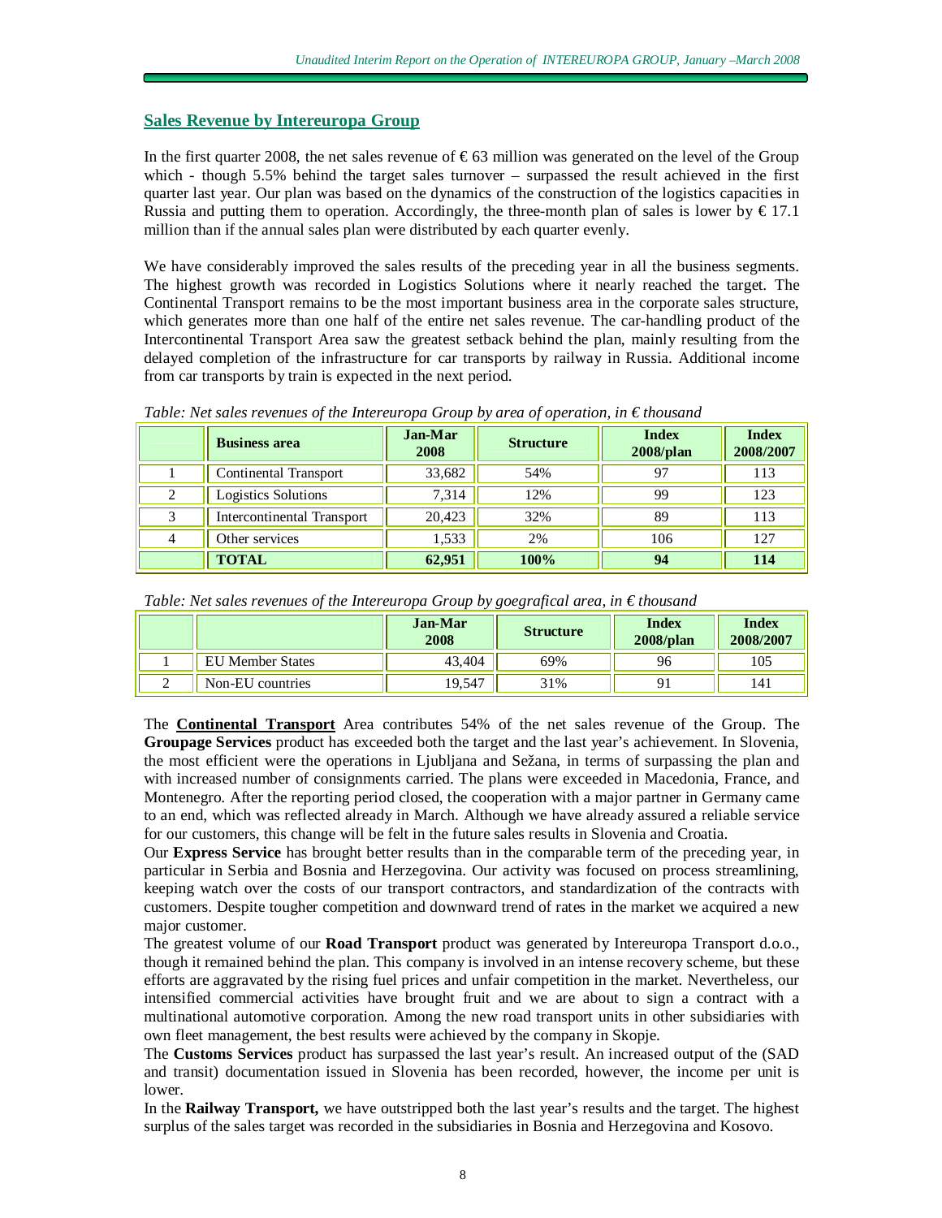## Sales Revenue by Intereuropa Group

In the first quarter 2008, the net sales revenue of € 63 million was generated on the level of the Group which - though 5.5% behind the target sales turnover – surpassed the result achieved in the first quarter last year. Our plan was based on the dynamics of the construction of the logistics capacities in Russia and putting them to operation. Accordingly, the three-month plan of sales is lower by € 17.1 million than if the annual sales plan were distributed by each quarter evenly.

We have considerably improved the sales results of the preceding year in all the business segments. The highest growth was recorded in Logistics Solutions where it nearly reached the target. The Continental Transport remains to be the most important business area in the corporate sales structure, which generates more than one half of the entire net sales revenue. The car-handling product of the Intercontinental Transport Area saw the greatest setback behind the plan, mainly resulting from the delayed completion of the infrastructure for car transports by railway in Russia. Additional income from car transports by train is expected in the next period.

*Table: Net sales revenues of the Intereuropa Group by area of operation, in € thousand*

| | Business area | Jan-Mar 2008 | Structure | Index 2008/plan | Index 2008/2007 |
|---|---|---|---|---|---|
| 1 | Continental Transport | 33,682 | 54% | 97 | 113 |
| 2 | Logistics Solutions | 7,314 | 12% | 99 | 123 |
| 3 | Intercontinental Transport | 20,423 | 32% | 89 | 113 |
| 4 | Other services | 1,533 | 2% | 106 | 127 |
| | **TOTAL** | **62,951** | **100%** | **94** | **114** |

*Table: Net sales revenues of the Intereuropa Group by goegrafical area, in € thousand*

| | | Jan-Mar 2008 | Structure | Index 2008/plan | Index 2008/2007 |
|---|---|---|---|---|---|
| 1 | EU Member States | 43,404 | 69% | 96 | 105 |
| 2 | Non-EU countries | 19,547 | 31% | 91 | 141 |

The **Continental Transport** Area contributes 54% of the net sales revenue of the Group. The **Groupage Services** product has exceeded both the target and the last year's achievement. In Slovenia, the most efficient were the operations in Ljubljana and Sežana, in terms of surpassing the plan and with increased number of consignments carried. The plans were exceeded in Macedonia, France, and Montenegro. After the reporting period closed, the cooperation with a major partner in Germany came to an end, which was reflected already in March. Although we have already assured a reliable service for our customers, this change will be felt in the future sales results in Slovenia and Croatia.

Our **Express Service** has brought better results than in the comparable term of the preceding year, in particular in Serbia and Bosnia and Herzegovina. Our activity was focused on process streamlining, keeping watch over the costs of our transport contractors, and standardization of the contracts with customers. Despite tougher competition and downward trend of rates in the market we acquired a new major customer.

The greatest volume of our **Road Transport** product was generated by Intereuropa Transport d.o.o., though it remained behind the plan. This company is involved in an intense recovery scheme, but these efforts are aggravated by the rising fuel prices and unfair competition in the market. Nevertheless, our intensified commercial activities have brought fruit and we are about to sign a contract with a multinational automotive corporation. Among the new road transport units in other subsidiaries with own fleet management, the best results were achieved by the company in Skopje.

The **Customs Services** product has surpassed the last year's result. An increased output of the (SAD and transit) documentation issued in Slovenia has been recorded, however, the income per unit is lower.

In the **Railway Transport,** we have outstripped both the last year's results and the target. The highest surplus of the sales target was recorded in the subsidiaries in Bosnia and Herzegovina and Kosovo.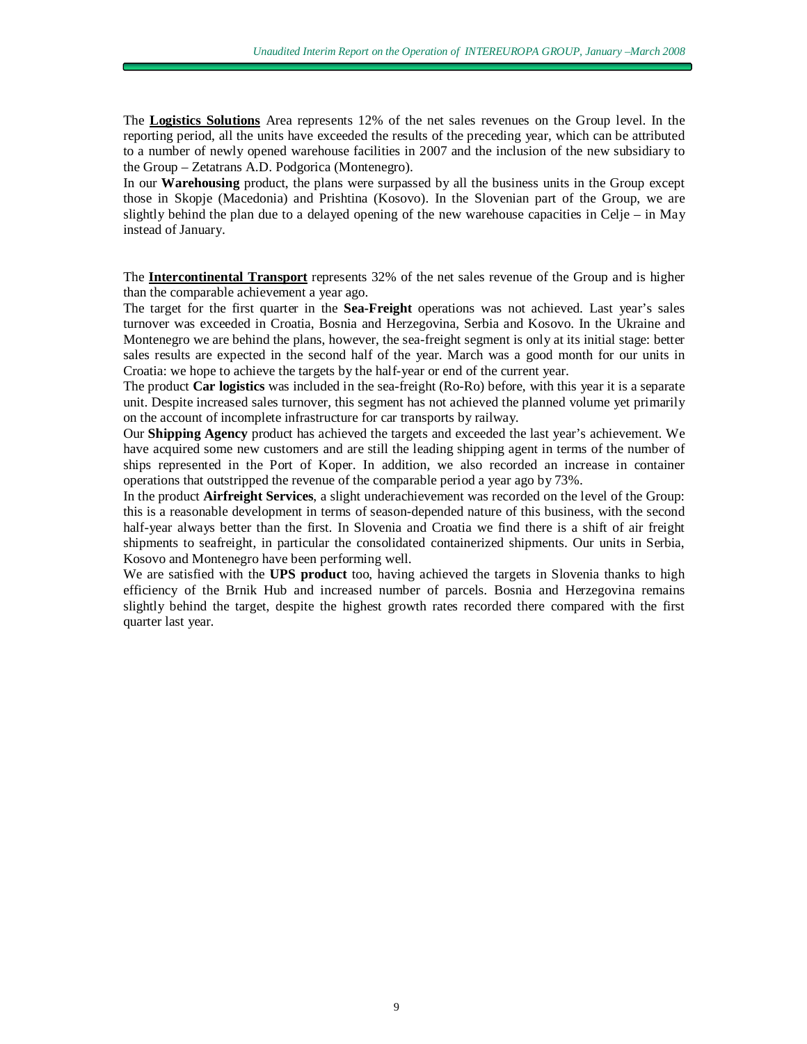The **Logistics Solutions** Area represents 12% of the net sales revenues on the Group level. In the reporting period, all the units have exceeded the results of the preceding year, which can be attributed to a number of newly opened warehouse facilities in 2007 and the inclusion of the new subsidiary to the Group – Zetatrans A.D. Podgorica (Montenegro).

In our **Warehousing** product, the plans were surpassed by all the business units in the Group except those in Skopje (Macedonia) and Prishtina (Kosovo). In the Slovenian part of the Group, we are slightly behind the plan due to a delayed opening of the new warehouse capacities in Celje – in May instead of January.

The **Intercontinental Transport** represents 32% of the net sales revenue of the Group and is higher than the comparable achievement a year ago.

The target for the first quarter in the **Sea-Freight** operations was not achieved. Last year's sales turnover was exceeded in Croatia, Bosnia and Herzegovina, Serbia and Kosovo. In the Ukraine and Montenegro we are behind the plans, however, the sea-freight segment is only at its initial stage: better sales results are expected in the second half of the year. March was a good month for our units in Croatia: we hope to achieve the targets by the half-year or end of the current year.

The product **Car logistics** was included in the sea-freight (Ro-Ro) before, with this year it is a separate unit. Despite increased sales turnover, this segment has not achieved the planned volume yet primarily on the account of incomplete infrastructure for car transports by railway.

Our **Shipping Agency** product has achieved the targets and exceeded the last year's achievement. We have acquired some new customers and are still the leading shipping agent in terms of the number of ships represented in the Port of Koper. In addition, we also recorded an increase in container operations that outstripped the revenue of the comparable period a year ago by 73%.

In the product **Airfreight Services**, a slight underachievement was recorded on the level of the Group: this is a reasonable development in terms of season-depended nature of this business, with the second half-year always better than the first. In Slovenia and Croatia we find there is a shift of air freight shipments to seafreight, in particular the consolidated containerized shipments. Our units in Serbia, Kosovo and Montenegro have been performing well.

We are satisfied with the **UPS product** too, having achieved the targets in Slovenia thanks to high efficiency of the Brnik Hub and increased number of parcels. Bosnia and Herzegovina remains slightly behind the target, despite the highest growth rates recorded there compared with the first quarter last year.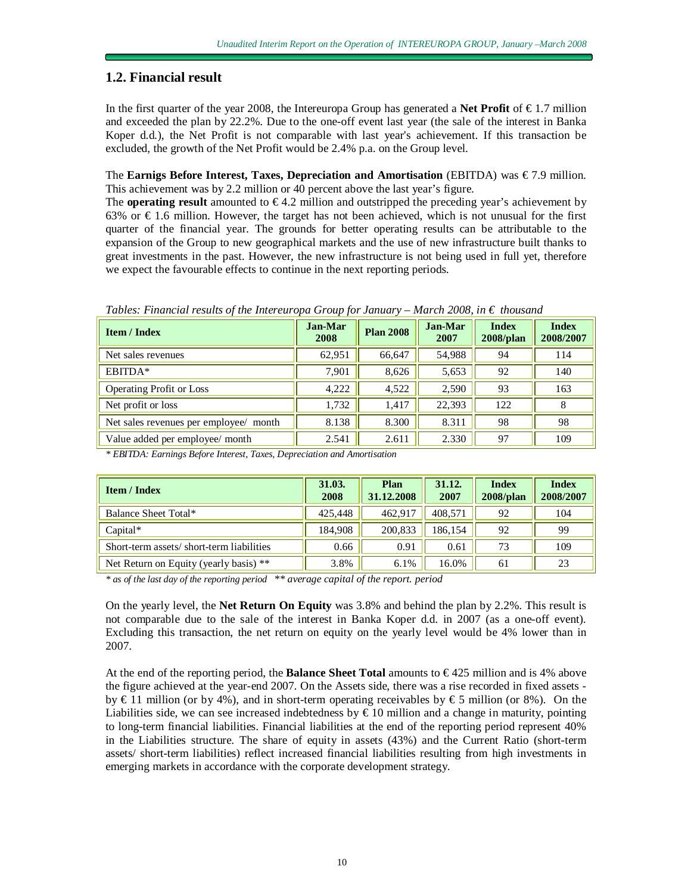## 1.2. Financial result

In the first quarter of the year 2008, the Intereuropa Group has generated a **Net Profit** of € 1.7 million and exceeded the plan by 22.2%. Due to the one-off event last year (the sale of the interest in Banka Koper d.d.), the Net Profit is not comparable with last year's achievement. If this transaction be excluded, the growth of the Net Profit would be 2.4% p.a. on the Group level.

The **Earnigs Before Interest, Taxes, Depreciation and Amortisation** (EBITDA) was € 7.9 million. This achievement was by 2.2 million or 40 percent above the last year's figure.

The **operating result** amounted to € 4.2 million and outstripped the preceding year's achievement by 63% or € 1.6 million. However, the target has not been achieved, which is not unusual for the first quarter of the financial year. The grounds for better operating results can be attributable to the expansion of the Group to new geographical markets and the use of new infrastructure built thanks to great investments in the past. However, the new infrastructure is not being used in full yet, therefore we expect the favourable effects to continue in the next reporting periods.

*Tables: Financial results of the Intereuropa Group for January – March 2008, in € thousand*

| Item / Index | Jan-Mar 2008 | Plan 2008 | Jan-Mar 2007 | Index 2008/plan | Index 2008/2007 |
|---|---|---|---|---|---|
| Net sales revenues | 62,951 | 66,647 | 54,988 | 94 | 114 |
| EBITDA* | 7,901 | 8,626 | 5,653 | 92 | 140 |
| Operating Profit or Loss | 4,222 | 4,522 | 2,590 | 93 | 163 |
| Net profit or loss | 1,732 | 1,417 | 22,393 | 122 | 8 |
| Net sales revenues per employee/ month | 8.138 | 8.300 | 8.311 | 98 | 98 |
| Value added per employee/ month | 2.541 | 2.611 | 2.330 | 97 | 109 |

*\* EBITDA: Earnings Before Interest, Taxes, Depreciation and Amortisation*

| Item / Index | 31.03. 2008 | Plan 31.12.2008 | 31.12. 2007 | Index 2008/plan | Index 2008/2007 |
|---|---|---|---|---|---|
| Balance Sheet Total* | 425,448 | 462,917 | 408,571 | 92 | 104 |
| Capital* | 184,908 | 200,833 | 186,154 | 92 | 99 |
| Short-term assets/ short-term liabilities | 0.66 | 0.91 | 0.61 | 73 | 109 |
| Net Return on Equity (yearly basis) ** | 3.8% | 6.1% | 16.0% | 61 | 23 |

*\* as of the last day of the reporting period \*\* average capital of the report. period*

On the yearly level, the **Net Return On Equity** was 3.8% and behind the plan by 2.2%. This result is not comparable due to the sale of the interest in Banka Koper d.d. in 2007 (as a one-off event). Excluding this transaction, the net return on equity on the yearly level would be 4% lower than in 2007.

At the end of the reporting period, the **Balance Sheet Total** amounts to € 425 million and is 4% above the figure achieved at the year-end 2007. On the Assets side, there was a rise recorded in fixed assets - by € 11 million (or by 4%), and in short-term operating receivables by € 5 million (or 8%). On the Liabilities side, we can see increased indebtedness by € 10 million and a change in maturity, pointing to long-term financial liabilities. Financial liabilities at the end of the reporting period represent 40% in the Liabilities structure. The share of equity in assets (43%) and the Current Ratio (short-term assets/ short-term liabilities) reflect increased financial liabilities resulting from high investments in emerging markets in accordance with the corporate development strategy.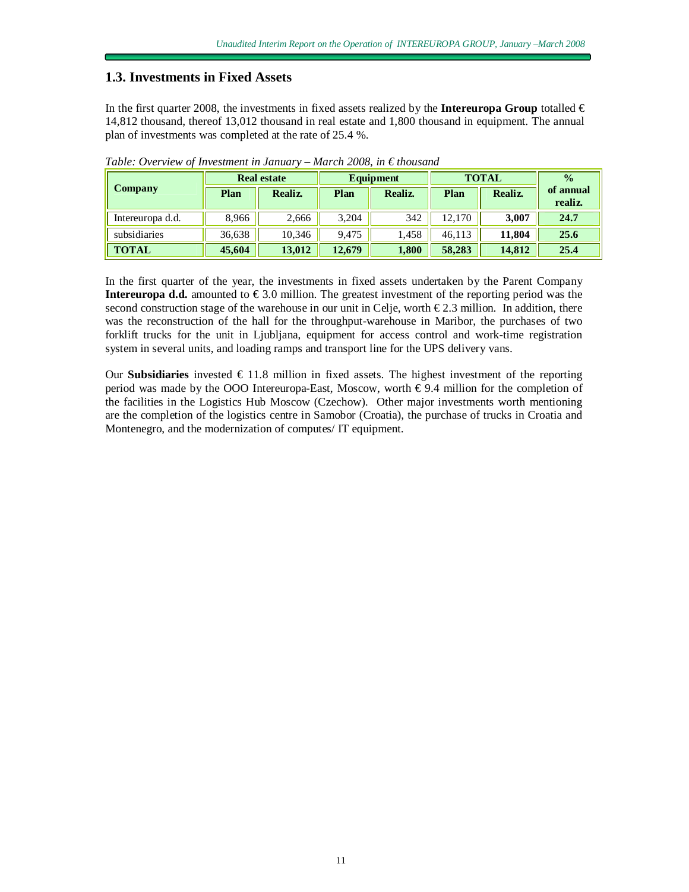## 1.3. Investments in Fixed Assets

In the first quarter 2008, the investments in fixed assets realized by the **Intereuropa Group** totalled € 14,812 thousand, thereof 13,012 thousand in real estate and 1,800 thousand in equipment. The annual plan of investments was completed at the rate of 25.4 %.

*Table: Overview of Investment in January – March 2008, in € thousand*

| Company | Real estate | | Equipment | | TOTAL | | % of annual realiz. |
|---|---|---|---|---|---|---|---|
| | Plan | Realiz. | Plan | Realiz. | Plan | Realiz. | |
| Intereuropa d.d. | 8,966 | 2,666 | 3,204 | 342 | 12,170 | **3,007** | **24.7** |
| subsidiaries | 36,638 | 10,346 | 9,475 | 1,458 | 46,113 | **11,804** | **25.6** |
| **TOTAL** | **45,604** | **13,012** | **12,679** | **1,800** | **58,283** | **14,812** | **25.4** |

In the first quarter of the year, the investments in fixed assets undertaken by the Parent Company **Intereuropa d.d.** amounted to € 3.0 million. The greatest investment of the reporting period was the second construction stage of the warehouse in our unit in Celje, worth € 2.3 million. In addition, there was the reconstruction of the hall for the throughput-warehouse in Maribor, the purchases of two forklift trucks for the unit in Ljubljana, equipment for access control and work-time registration system in several units, and loading ramps and transport line for the UPS delivery vans.

Our **Subsidiaries** invested € 11.8 million in fixed assets. The highest investment of the reporting period was made by the OOO Intereuropa-East, Moscow, worth € 9.4 million for the completion of the facilities in the Logistics Hub Moscow (Czechow). Other major investments worth mentioning are the completion of the logistics centre in Samobor (Croatia), the purchase of trucks in Croatia and Montenegro, and the modernization of computes/ IT equipment.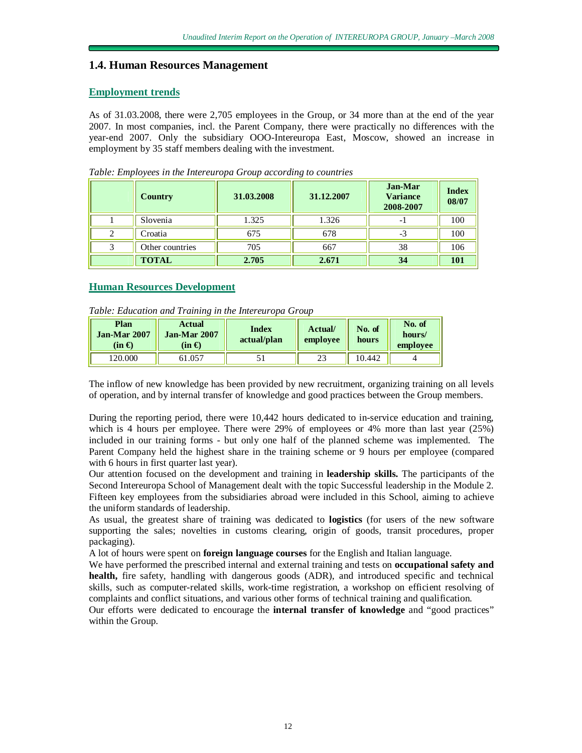## 1.4. Human Resources Management

### Employment trends

As of 31.03.2008, there were 2,705 employees in the Group, or 34 more than at the end of the year 2007. In most companies, incl. the Parent Company, there were practically no differences with the year-end 2007. Only the subsidiary OOO-Intereuropa East, Moscow, showed an increase in employment by 35 staff members dealing with the investment.

*Table: Employees in the Intereuropa Group according to countries*

| | Country | 31.03.2008 | 31.12.2007 | Jan-Mar Variance 2008-2007 | Index 08/07 |
|---|---|---|---|---|---|
| 1 | Slovenia | 1.325 | 1.326 | -1 | 100 |
| 2 | Croatia | 675 | 678 | -3 | 100 |
| 3 | Other countries | 705 | 667 | 38 | 106 |
| | **TOTAL** | **2.705** | **2.671** | **34** | **101** |

### Human Resources Development

*Table: Education and Training in the Intereuropa Group*

| Plan Jan-Mar 2007 (in €) | Actual Jan-Mar 2007 (in €) | Index actual/plan | Actual/ employee | No. of hours | No. of hours/ employee |
|---|---|---|---|---|---|
| 120.000 | 61.057 | 51 | 23 | 10.442 | 4 |

The inflow of new knowledge has been provided by new recruitment, organizing training on all levels of operation, and by internal transfer of knowledge and good practices between the Group members.

During the reporting period, there were 10,442 hours dedicated to in-service education and training, which is 4 hours per employee. There were 29% of employees or 4% more than last year (25%) included in our training forms - but only one half of the planned scheme was implemented. The Parent Company held the highest share in the training scheme or 9 hours per employee (compared with 6 hours in first quarter last year).

Our attention focused on the development and training in **leadership skills.** The participants of the Second Intereuropa School of Management dealt with the topic Successful leadership in the Module 2. Fifteen key employees from the subsidiaries abroad were included in this School, aiming to achieve the uniform standards of leadership.

As usual, the greatest share of training was dedicated to **logistics** (for users of the new software supporting the sales; novelties in customs clearing, origin of goods, transit procedures, proper packaging).

A lot of hours were spent on **foreign language courses** for the English and Italian language.

We have performed the prescribed internal and external training and tests on **occupational safety and health,** fire safety, handling with dangerous goods (ADR), and introduced specific and technical skills, such as computer-related skills, work-time registration, a workshop on efficient resolving of complaints and conflict situations, and various other forms of technical training and qualification.

Our efforts were dedicated to encourage the **internal transfer of knowledge** and "good practices" within the Group.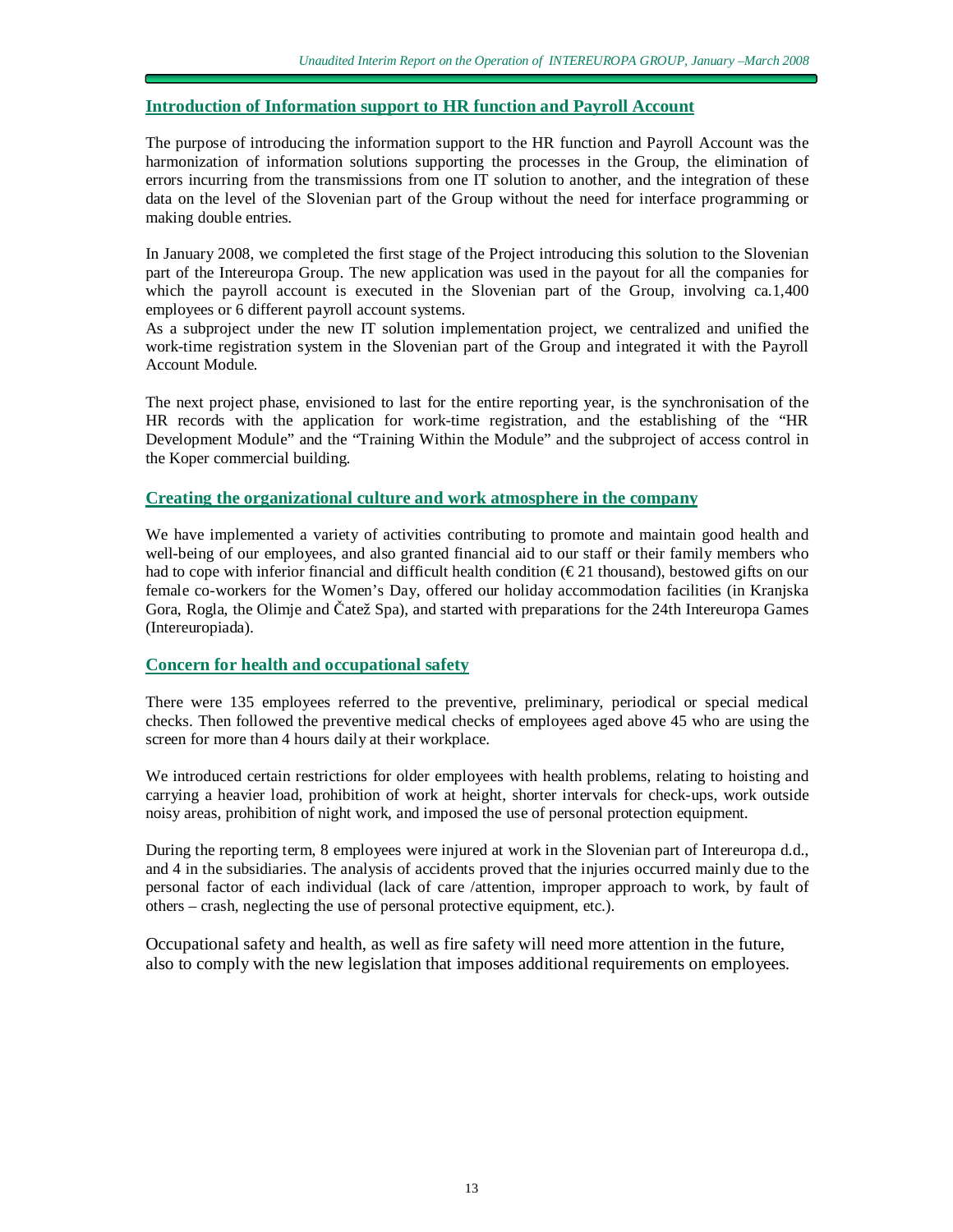## Introduction of Information support to HR function and Payroll Account

The purpose of introducing the information support to the HR function and Payroll Account was the harmonization of information solutions supporting the processes in the Group, the elimination of errors incurring from the transmissions from one IT solution to another, and the integration of these data on the level of the Slovenian part of the Group without the need for interface programming or making double entries.

In January 2008, we completed the first stage of the Project introducing this solution to the Slovenian part of the Intereuropa Group. The new application was used in the payout for all the companies for which the payroll account is executed in the Slovenian part of the Group, involving ca.1,400 employees or 6 different payroll account systems.

As a subproject under the new IT solution implementation project, we centralized and unified the work-time registration system in the Slovenian part of the Group and integrated it with the Payroll Account Module.

The next project phase, envisioned to last for the entire reporting year, is the synchronisation of the HR records with the application for work-time registration, and the establishing of the "HR Development Module" and the "Training Within the Module" and the subproject of access control in the Koper commercial building.

## Creating the organizational culture and work atmosphere in the company

We have implemented a variety of activities contributing to promote and maintain good health and well-being of our employees, and also granted financial aid to our staff or their family members who had to cope with inferior financial and difficult health condition (€ 21 thousand), bestowed gifts on our female co-workers for the Women's Day, offered our holiday accommodation facilities (in Kranjska Gora, Rogla, the Olimje and Čatež Spa), and started with preparations for the 24th Intereuropa Games (Intereuropiada).

## Concern for health and occupational safety

There were 135 employees referred to the preventive, preliminary, periodical or special medical checks. Then followed the preventive medical checks of employees aged above 45 who are using the screen for more than 4 hours daily at their workplace.

We introduced certain restrictions for older employees with health problems, relating to hoisting and carrying a heavier load, prohibition of work at height, shorter intervals for check-ups, work outside noisy areas, prohibition of night work, and imposed the use of personal protection equipment.

During the reporting term, 8 employees were injured at work in the Slovenian part of Intereuropa d.d., and 4 in the subsidiaries. The analysis of accidents proved that the injuries occurred mainly due to the personal factor of each individual (lack of care /attention, improper approach to work, by fault of others – crash, neglecting the use of personal protective equipment, etc.).

Occupational safety and health, as well as fire safety will need more attention in the future, also to comply with the new legislation that imposes additional requirements on employees.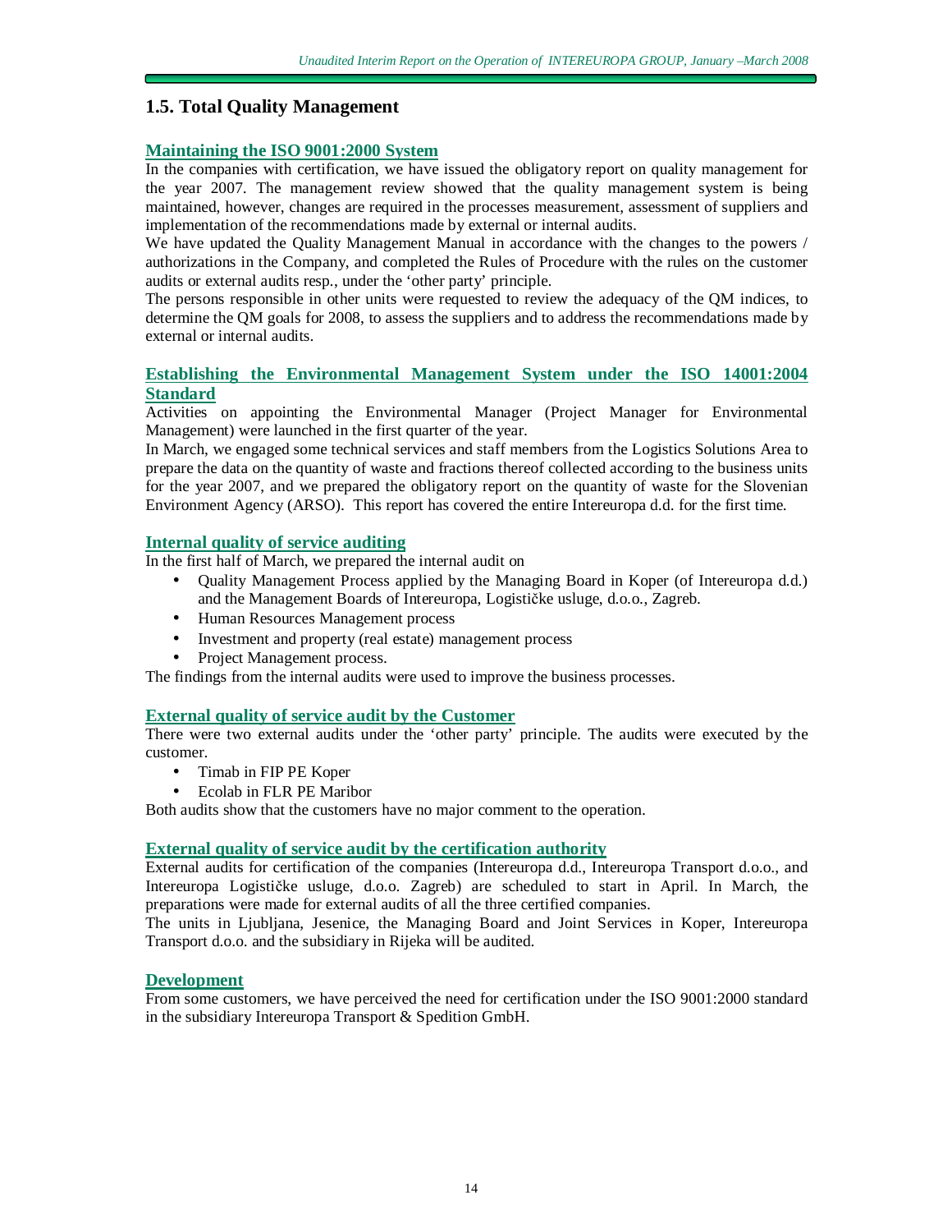## 1.5. Total Quality Management

### Maintaining the ISO 9001:2000 System

In the companies with certification, we have issued the obligatory report on quality management for the year 2007. The management review showed that the quality management system is being maintained, however, changes are required in the processes measurement, assessment of suppliers and implementation of the recommendations made by external or internal audits.

We have updated the Quality Management Manual in accordance with the changes to the powers / authorizations in the Company, and completed the Rules of Procedure with the rules on the customer audits or external audits resp., under the 'other party' principle.

The persons responsible in other units were requested to review the adequacy of the QM indices, to determine the QM goals for 2008, to assess the suppliers and to address the recommendations made by external or internal audits.

### Establishing the Environmental Management System under the ISO 14001:2004 Standard

Activities on appointing the Environmental Manager (Project Manager for Environmental Management) were launched in the first quarter of the year.

In March, we engaged some technical services and staff members from the Logistics Solutions Area to prepare the data on the quantity of waste and fractions thereof collected according to the business units for the year 2007, and we prepared the obligatory report on the quantity of waste for the Slovenian Environment Agency (ARSO). This report has covered the entire Intereuropa d.d. for the first time.

### Internal quality of service auditing

In the first half of March, we prepared the internal audit on

- Quality Management Process applied by the Managing Board in Koper (of Intereuropa d.d.) and the Management Boards of Intereuropa, Logističke usluge, d.o.o., Zagreb.
- Human Resources Management process
- Investment and property (real estate) management process
- Project Management process.

The findings from the internal audits were used to improve the business processes.

### External quality of service audit by the Customer

There were two external audits under the 'other party' principle. The audits were executed by the customer.

- Timab in FIP PE Koper
- Ecolab in FLR PE Maribor

Both audits show that the customers have no major comment to the operation.

### External quality of service audit by the certification authority

External audits for certification of the companies (Intereuropa d.d., Intereuropa Transport d.o.o., and Intereuropa Logističke usluge, d.o.o. Zagreb) are scheduled to start in April. In March, the preparations were made for external audits of all the three certified companies.

The units in Ljubljana, Jesenice, the Managing Board and Joint Services in Koper, Intereuropa Transport d.o.o. and the subsidiary in Rijeka will be audited.

### Development

From some customers, we have perceived the need for certification under the ISO 9001:2000 standard in the subsidiary Intereuropa Transport & Spedition GmbH.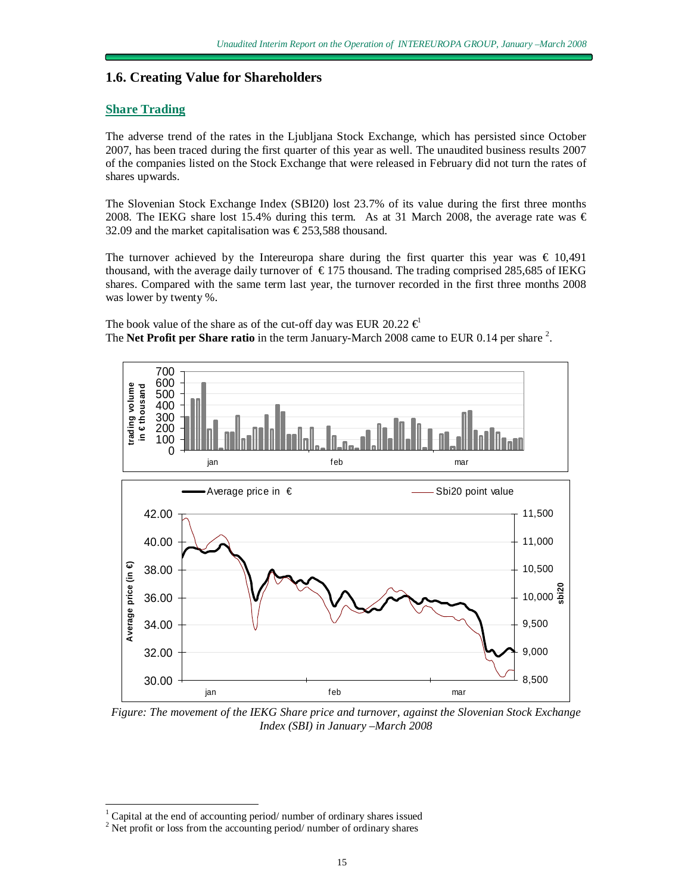## 1.6. Creating Value for Shareholders

### Share Trading

The adverse trend of the rates in the Ljubljana Stock Exchange, which has persisted since October 2007, has been traced during the first quarter of this year as well. The unaudited business results 2007 of the companies listed on the Stock Exchange that were released in February did not turn the rates of shares upwards.

The Slovenian Stock Exchange Index (SBI20) lost 23.7% of its value during the first three months 2008. The IEKG share lost 15.4% during this term. As at 31 March 2008, the average rate was € 32.09 and the market capitalisation was € 253,588 thousand.

The turnover achieved by the Intereuropa share during the first quarter this year was € 10,491 thousand, with the average daily turnover of € 175 thousand. The trading comprised 285,685 of IEKG shares. Compared with the same term last year, the turnover recorded in the first three months 2008 was lower by twenty %.

The book value of the share as of the cut-off day was EUR 20.22 €[1]
The **Net Profit per Share ratio** in the term January-March 2008 came to EUR 0.14 per share [2].

*Figure: The movement of the IEKG Share price and turnover, against the Slovenian Stock Exchange Index (SBI) in January –March 2008*

[1] Capital at the end of accounting period/ number of ordinary shares issued
[2] Net profit or loss from the accounting period/ number of ordinary shares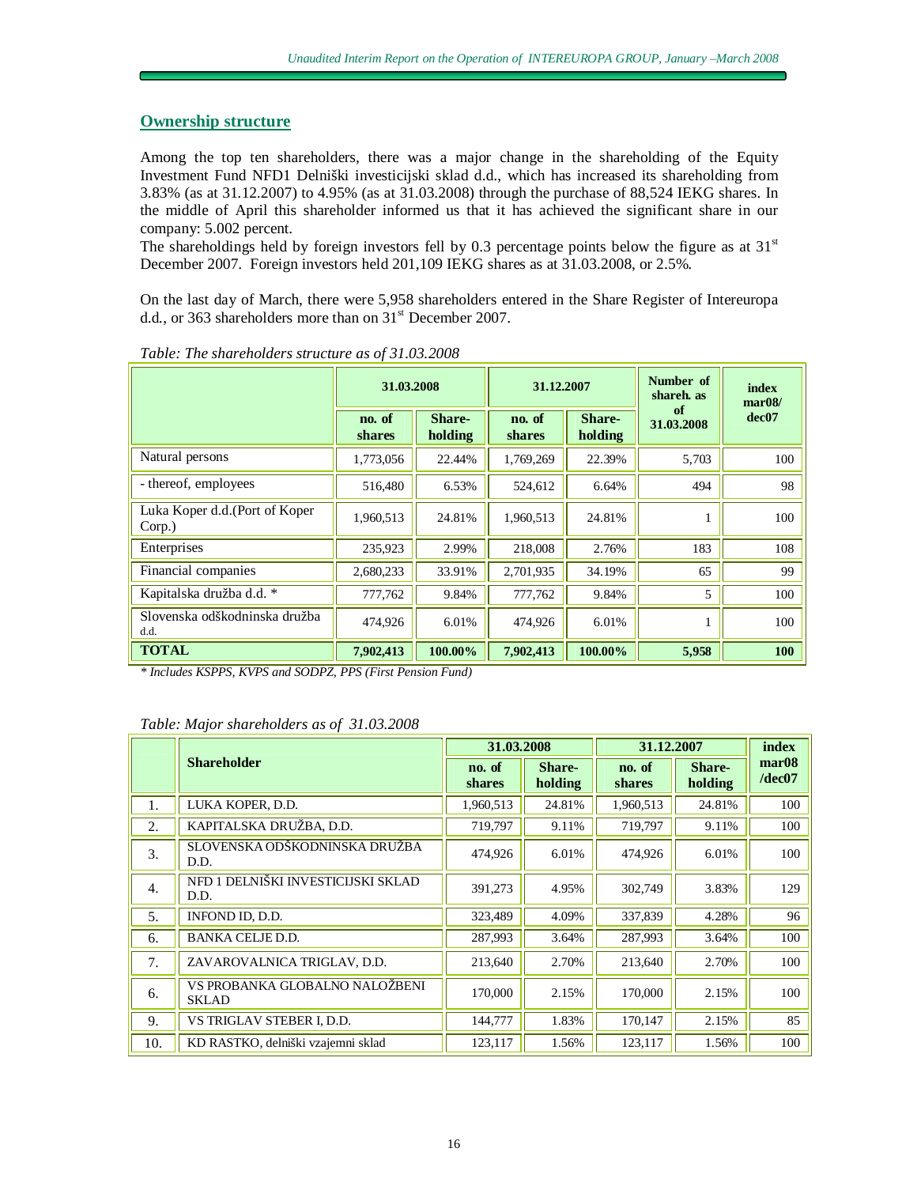## Ownership structure

Among the top ten shareholders, there was a major change in the shareholding of the Equity Investment Fund NFD1 Delniški investicijski sklad d.d., which has increased its shareholding from 3.83% (as at 31.12.2007) to 4.95% (as at 31.03.2008) through the purchase of 88,524 IEKG shares. In the middle of April this shareholder informed us that it has achieved the significant share in our company: 5.002 percent.

The shareholdings held by foreign investors fell by 0.3 percentage points below the figure as at 31st December 2007. Foreign investors held 201,109 IEKG shares as at 31.03.2008, or 2.5%.

On the last day of March, there were 5,958 shareholders entered in the Share Register of Intereuropa d.d., or 363 shareholders more than on 31st December 2007.

*Table: The shareholders structure as of 31.03.2008*

| | 31.03.2008 | | 31.12.2007 | | Number of shareh. as of 31.03.2008 | index mar08/ dec07 |
|---|---|---|---|---|---|---|
| | no. of shares | Share-holding | no. of shares | Share-holding | | |
| Natural persons | 1,773,056 | 22.44% | 1,769,269 | 22.39% | 5,703 | 100 |
| - thereof, employees | 516,480 | 6.53% | 524,612 | 6.64% | 494 | 98 |
| Luka Koper d.d.(Port of Koper Corp.) | 1,960,513 | 24.81% | 1,960,513 | 24.81% | 1 | 100 |
| Enterprises | 235,923 | 2.99% | 218,008 | 2.76% | 183 | 108 |
| Financial companies | 2,680,233 | 33.91% | 2,701,935 | 34.19% | 65 | 99 |
| Kapitalska družba d.d. * | 777,762 | 9.84% | 777,762 | 9.84% | 5 | 100 |
| Slovenska odškodninska družba d.d. | 474,926 | 6.01% | 474,926 | 6.01% | 1 | 100 |
| **TOTAL** | **7,902,413** | **100.00%** | **7,902,413** | **100.00%** | **5,958** | **100** |

*\* Includes KSPPS, KVPS and SODPZ, PPS (First Pension Fund)*

*Table: Major shareholders as of 31.03.2008*

| | Shareholder | 31.03.2008 | | 31.12.2007 | | index mar08 /dec07 |
|---|---|---|---|---|---|---|
| | | no. of shares | Share-holding | no. of shares | Share-holding | |
| 1. | LUKA KOPER, D.D. | 1,960,513 | 24.81% | 1,960,513 | 24.81% | 100 |
| 2. | KAPITALSKA DRUŽBA, D.D. | 719,797 | 9.11% | 719,797 | 9.11% | 100 |
| 3. | SLOVENSKA ODŠKODNINSKA DRUŽBA D.D. | 474,926 | 6.01% | 474,926 | 6.01% | 100 |
| 4. | NFD 1 DELNIŠKI INVESTICIJSKI SKLAD D.D. | 391,273 | 4.95% | 302,749 | 3.83% | 129 |
| 5. | INFOND ID, D.D. | 323,489 | 4.09% | 337,839 | 4.28% | 96 |
| 6. | BANKA CELJE D.D. | 287,993 | 3.64% | 287,993 | 3.64% | 100 |
| 7. | ZAVAROVALNICA TRIGLAV, D.D. | 213,640 | 2.70% | 213,640 | 2.70% | 100 |
| 6. | VS PROBANKA GLOBALNO NALOŽBENI SKLAD | 170,000 | 2.15% | 170,000 | 2.15% | 100 |
| 9. | VS TRIGLAV STEBER I, D.D. | 144,777 | 1.83% | 170,147 | 2.15% | 85 |
| 10. | KD RASTKO, delniški vzajemni sklad | 123,117 | 1.56% | 123,117 | 1.56% | 100 |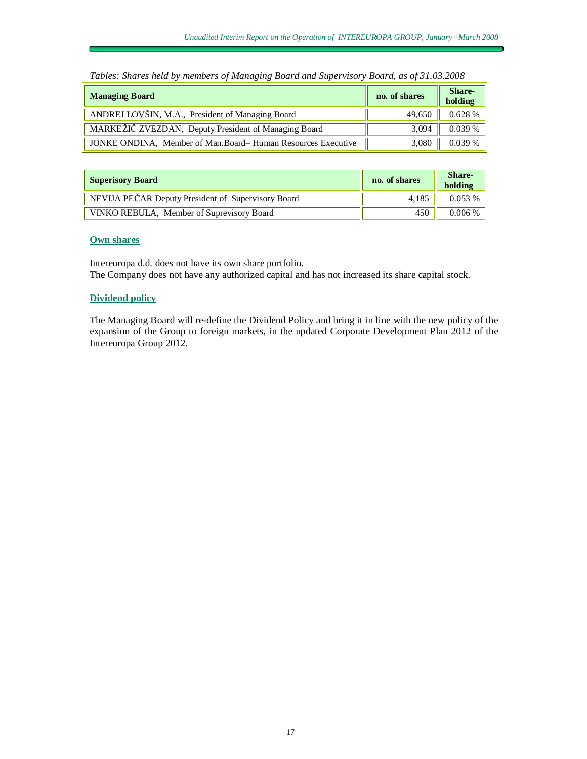*Tables: Shares held by members of Managing Board and Supervisory Board, as of 31.03.2008*

| Managing Board | no. of shares | Share-holding |
|---|---|---|
| ANDREJ LOVŠIN, M.A., President of Managing Board | 49,650 | 0.628 % |
| MARKEŽIČ ZVEZDAN, Deputy President of Managing Board | 3,094 | 0.039 % |
| JONKE ONDINA, Member of Man.Board– Human Resources Executive | 3,080 | 0.039 % |

| Superisory Board | no. of shares | Share-holding |
|---|---|---|
| NEVIJA PEČAR Deputy President of Supervisory Board | 4,185 | 0.053 % |
| VINKO REBULA, Member of Suprevisory Board | 450 | 0.006 % |

## Own shares

Intereuropa d.d. does not have its own share portfolio.
The Company does not have any authorized capital and has not increased its share capital stock.

## Dividend policy

The Managing Board will re-define the Dividend Policy and bring it in line with the new policy of the expansion of the Group to foreign markets, in the updated Corporate Development Plan 2012 of the Intereuropa Group 2012.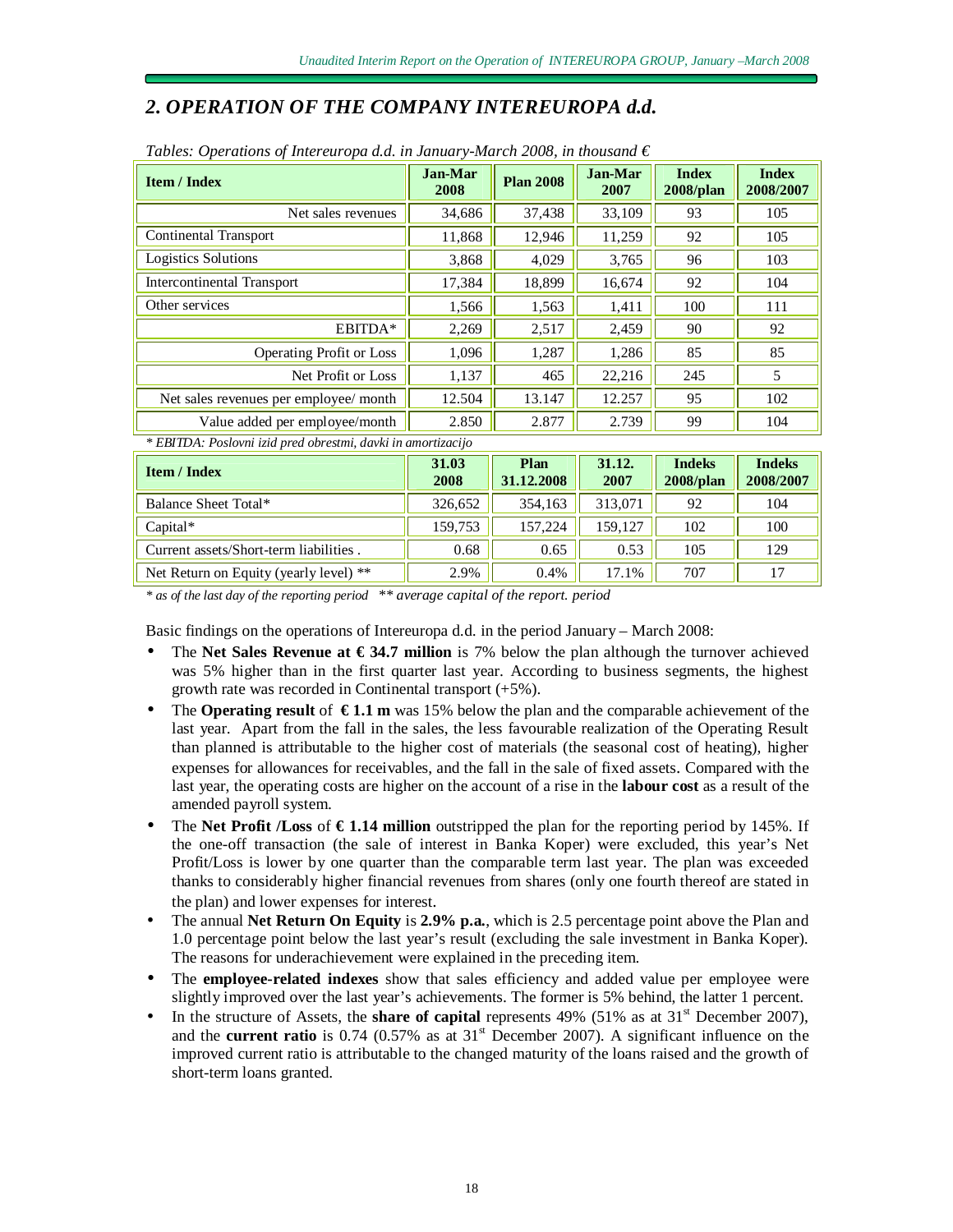## 2. OPERATION OF THE COMPANY INTEREUROPA d.d.

*Tables: Operations of Intereuropa d.d. in January-March 2008, in thousand €*

| Item / Index | Jan-Mar 2008 | Plan 2008 | Jan-Mar 2007 | Index 2008/plan | Index 2008/2007 |
|---|---|---|---|---|---|
| Net sales revenues | 34,686 | 37,438 | 33,109 | 93 | 105 |
| Continental Transport | 11,868 | 12,946 | 11,259 | 92 | 105 |
| Logistics Solutions | 3,868 | 4,029 | 3,765 | 96 | 103 |
| Intercontinental Transport | 17,384 | 18,899 | 16,674 | 92 | 104 |
| Other services | 1,566 | 1,563 | 1,411 | 100 | 111 |
| EBITDA* | 2,269 | 2,517 | 2,459 | 90 | 92 |
| Operating Profit or Loss | 1,096 | 1,287 | 1,286 | 85 | 85 |
| Net Profit or Loss | 1,137 | 465 | 22,216 | 245 | 5 |
| Net sales revenues per employee/ month | 12.504 | 13.147 | 12.257 | 95 | 102 |
| Value added per employee/month | 2.850 | 2.877 | 2.739 | 99 | 104 |

*\* EBITDA: Poslovni izid pred obrestmi, davki in amortizacijo*

| Item / Index | 31.03 2008 | Plan 31.12.2008 | 31.12. 2007 | Indeks 2008/plan | Indeks 2008/2007 |
|---|---|---|---|---|---|
| Balance Sheet Total* | 326,652 | 354,163 | 313,071 | 92 | 104 |
| Capital* | 159,753 | 157,224 | 159,127 | 102 | 100 |
| Current assets/Short-term liabilities . | 0.68 | 0.65 | 0.53 | 105 | 129 |
| Net Return on Equity (yearly level) ** | 2.9% | 0.4% | 17.1% | 707 | 17 |

*\* as of the last day of the reporting period  \*\* average capital of the report. period*

Basic findings on the operations of Intereuropa d.d. in the period January – March 2008:

- The **Net Sales Revenue at € 34.7 million** is 7% below the plan although the turnover achieved was 5% higher than in the first quarter last year. According to business segments, the highest growth rate was recorded in Continental transport (+5%).
- The **Operating result** of **€ 1.1 m** was 15% below the plan and the comparable achievement of the last year. Apart from the fall in the sales, the less favourable realization of the Operating Result than planned is attributable to the higher cost of materials (the seasonal cost of heating), higher expenses for allowances for receivables, and the fall in the sale of fixed assets. Compared with the last year, the operating costs are higher on the account of a rise in the **labour cost** as a result of the amended payroll system.
- The **Net Profit /Loss** of **€ 1.14 million** outstripped the plan for the reporting period by 145%. If the one-off transaction (the sale of interest in Banka Koper) were excluded, this year's Net Profit/Loss is lower by one quarter than the comparable term last year. The plan was exceeded thanks to considerably higher financial revenues from shares (only one fourth thereof are stated in the plan) and lower expenses for interest.
- The annual **Net Return On Equity** is **2.9% p.a.**, which is 2.5 percentage point above the Plan and 1.0 percentage point below the last year's result (excluding the sale investment in Banka Koper). The reasons for underachievement were explained in the preceding item.
- The **employee-related indexes** show that sales efficiency and added value per employee were slightly improved over the last year's achievements. The former is 5% behind, the latter 1 percent.
- In the structure of Assets, the **share of capital** represents 49% (51% as at 31st December 2007), and the **current ratio** is 0.74 (0.57% as at 31st December 2007). A significant influence on the improved current ratio is attributable to the changed maturity of the loans raised and the growth of short-term loans granted.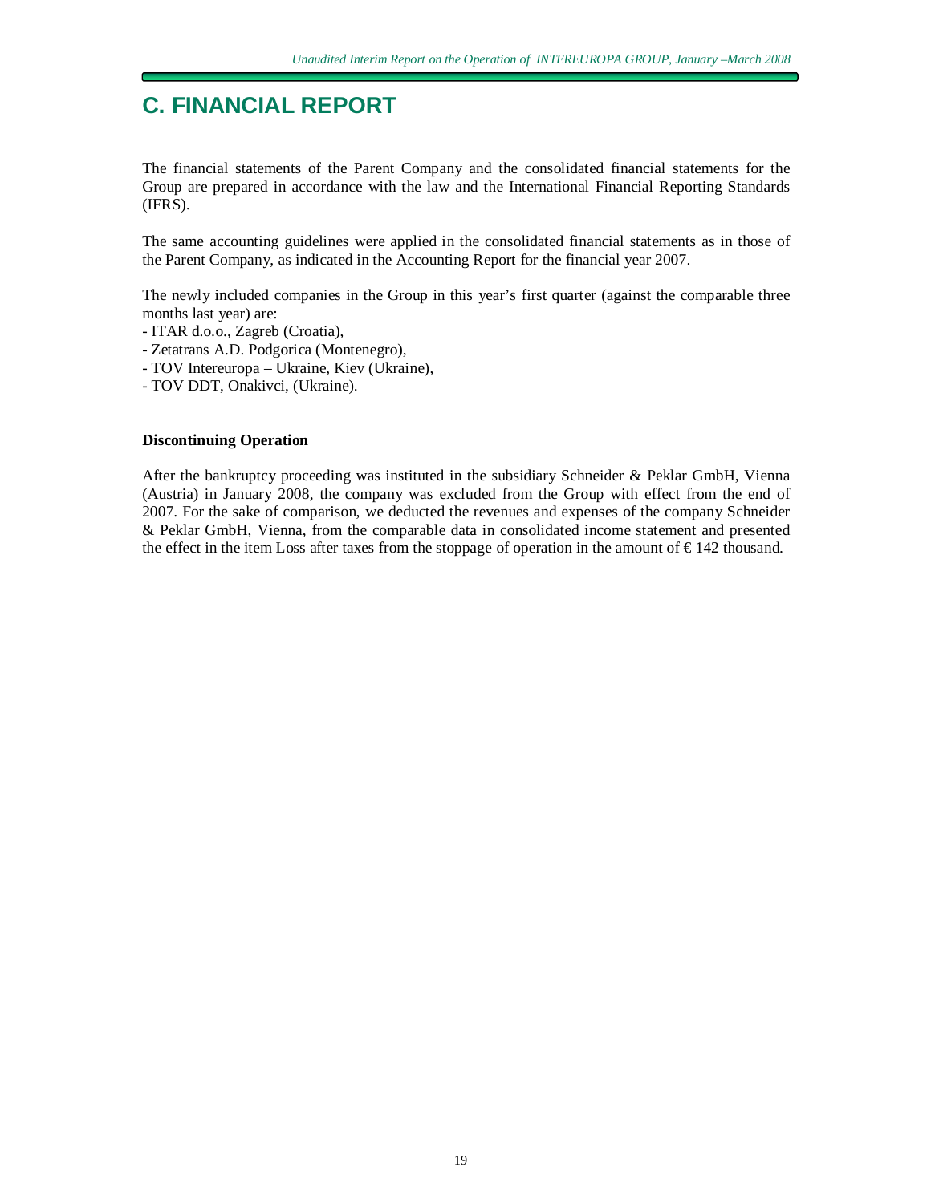# C. FINANCIAL REPORT

The financial statements of the Parent Company and the consolidated financial statements for the Group are prepared in accordance with the law and the International Financial Reporting Standards (IFRS).

The same accounting guidelines were applied in the consolidated financial statements as in those of the Parent Company, as indicated in the Accounting Report for the financial year 2007.

The newly included companies in the Group in this year's first quarter (against the comparable three months last year) are:
- ITAR d.o.o., Zagreb (Croatia),
- Zetatrans A.D. Podgorica (Montenegro),
- TOV Intereuropa – Ukraine, Kiev (Ukraine),
- TOV DDT, Onakivci, (Ukraine).

**Discontinuing Operation**

After the bankruptcy proceeding was instituted in the subsidiary Schneider & Peklar GmbH, Vienna (Austria) in January 2008, the company was excluded from the Group with effect from the end of 2007. For the sake of comparison, we deducted the revenues and expenses of the company Schneider & Peklar GmbH, Vienna, from the comparable data in consolidated income statement and presented the effect in the item Loss after taxes from the stoppage of operation in the amount of € 142 thousand.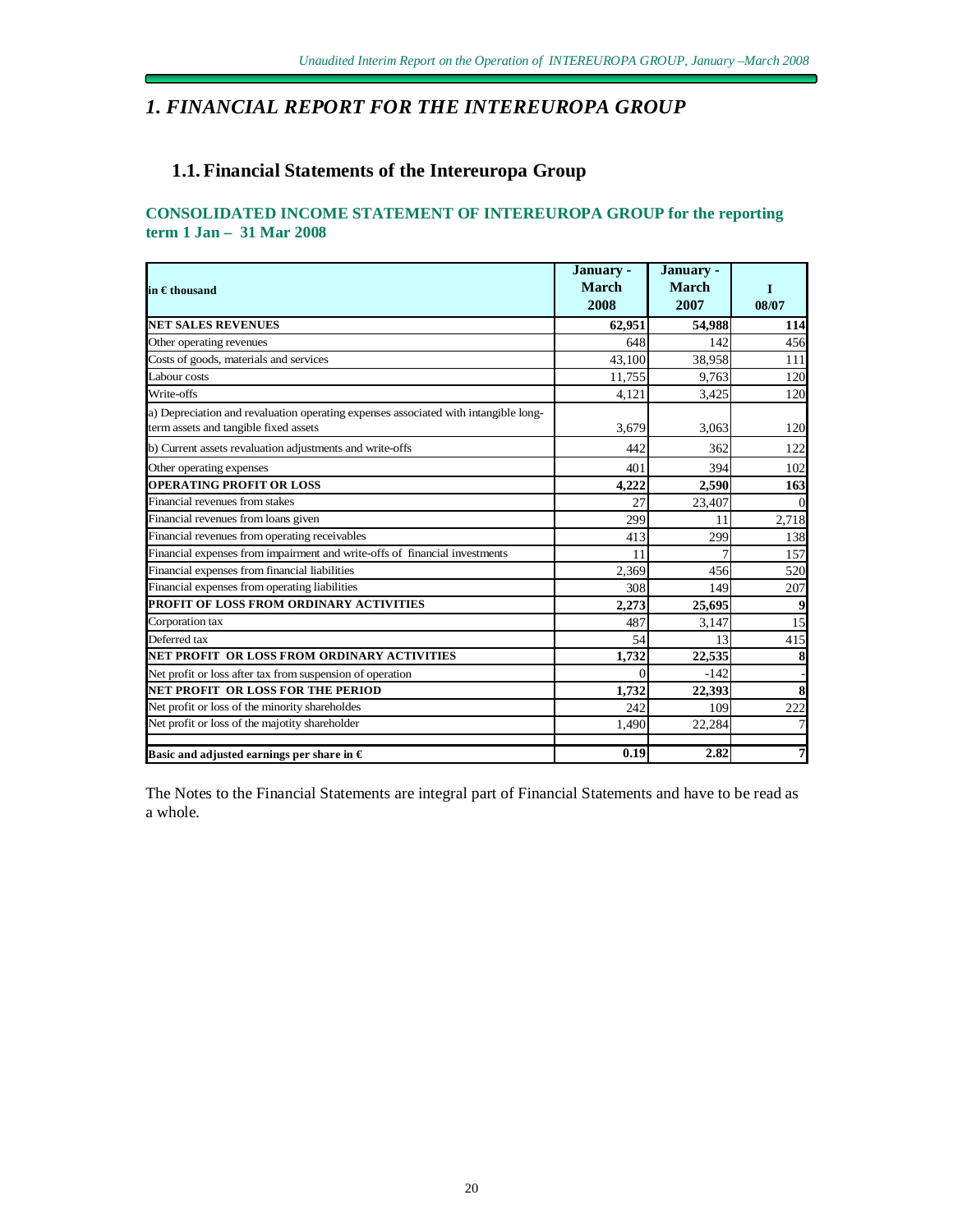# *1. FINANCIAL REPORT FOR THE INTEREUROPA GROUP*

## 1.1. Financial Statements of the Intereuropa Group

### CONSOLIDATED INCOME STATEMENT OF INTEREUROPA GROUP for the reporting term 1 Jan – 31 Mar 2008

| in € thousand | January - March 2008 | January - March 2007 | I 08/07 |
|---|---|---|---|
| **NET SALES REVENUES** | **62,951** | **54,988** | **114** |
| Other operating revenues | 648 | 142 | 456 |
| Costs of goods, materials and services | 43,100 | 38,958 | 111 |
| Labour costs | 11,755 | 9,763 | 120 |
| Write-offs | 4,121 | 3,425 | 120 |
| a) Depreciation and revaluation operating expenses associated with intangible long-term assets and tangible fixed assets | 3,679 | 3,063 | 120 |
| b) Current assets revaluation adjustments and write-offs | 442 | 362 | 122 |
| Other operating expenses | 401 | 394 | 102 |
| **OPERATING PROFIT OR LOSS** | **4,222** | **2,590** | **163** |
| Financial revenues from stakes | 27 | 23,407 | 0 |
| Financial revenues from loans given | 299 | 11 | 2,718 |
| Financial revenues from operating receivables | 413 | 299 | 138 |
| Financial expenses from impairment and write-offs of financial investments | 11 | 7 | 157 |
| Financial expenses from financial liabilities | 2,369 | 456 | 520 |
| Financial expenses from operating liabilities | 308 | 149 | 207 |
| **PROFIT OF LOSS FROM ORDINARY ACTIVITIES** | **2,273** | **25,695** | **9** |
| Corporation tax | 487 | 3,147 | 15 |
| Deferred tax | 54 | 13 | 415 |
| **NET PROFIT OR LOSS FROM ORDINARY ACTIVITIES** | **1,732** | **22,535** | **8** |
| Net profit or loss after tax from suspension of operation | 0 | -142 | - |
| **NET PROFIT OR LOSS FOR THE PERIOD** | **1,732** | **22,393** | **8** |
| Net profit or loss of the minority shareholdes | 242 | 109 | 222 |
| Net profit or loss of the majotity shareholder | 1,490 | 22,284 | 7 |
| **Basic and adjusted earnings per share in €** | **0.19** | **2.82** | **7** |

The Notes to the Financial Statements are integral part of Financial Statements and have to be read as a whole.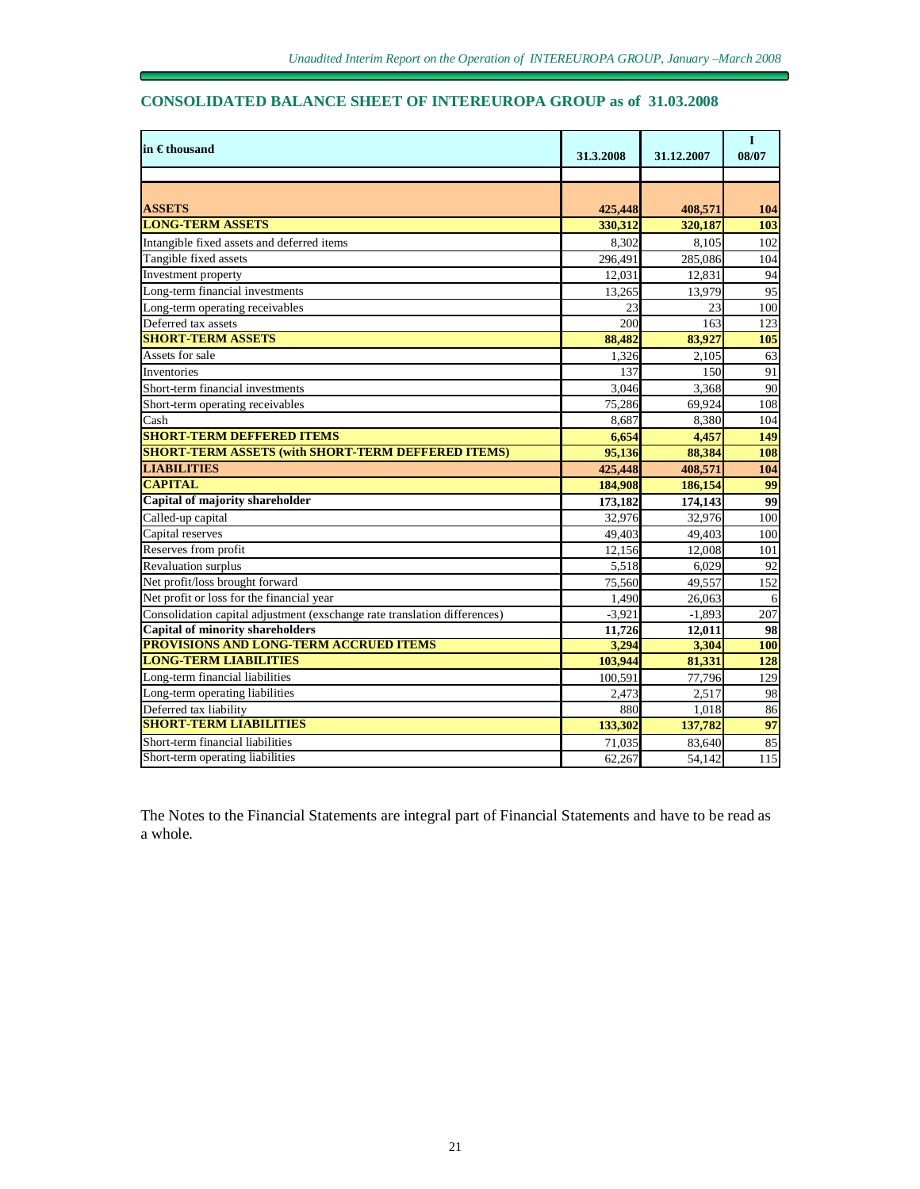## CONSOLIDATED BALANCE SHEET OF INTEREUROPA GROUP as of 31.03.2008

| in € thousand | 31.3.2008 | 31.12.2007 | I 08/07 |
|---|---|---|---|
| | | | |
| **ASSETS** | **425,448** | **408,571** | **104** |
| **LONG-TERM ASSETS** | **330,312** | **320,187** | **103** |
| Intangible fixed assets and deferred items | 8,302 | 8,105 | 102 |
| Tangible fixed assets | 296,491 | 285,086 | 104 |
| Investment property | 12,031 | 12,831 | 94 |
| Long-term financial investments | 13,265 | 13,979 | 95 |
| Long-term operating receivables | 23 | 23 | 100 |
| Deferred tax assets | 200 | 163 | 123 |
| **SHORT-TERM ASSETS** | **88,482** | **83,927** | **105** |
| Assets for sale | 1,326 | 2,105 | 63 |
| Inventories | 137 | 150 | 91 |
| Short-term financial investments | 3,046 | 3,368 | 90 |
| Short-term operating receivables | 75,286 | 69,924 | 108 |
| Cash | 8,687 | 8,380 | 104 |
| **SHORT-TERM DEFFERED ITEMS** | **6,654** | **4,457** | **149** |
| **SHORT-TERM ASSETS (with SHORT-TERM DEFFERED ITEMS)** | **95,136** | **88,384** | **108** |
| **LIABILITIES** | **425,448** | **408,571** | **104** |
| **CAPITAL** | **184,908** | **186,154** | **99** |
| **Capital of majority shareholder** | **173,182** | **174,143** | **99** |
| Called-up capital | 32,976 | 32,976 | 100 |
| Capital reserves | 49,403 | 49,403 | 100 |
| Reserves from profit | 12,156 | 12,008 | 101 |
| Revaluation surplus | 5,518 | 6,029 | 92 |
| Net profit/loss brought forward | 75,560 | 49,557 | 152 |
| Net profit or loss for the financial year | 1,490 | 26,063 | 6 |
| Consolidation capital adjustment (exschange rate translation differences) | -3,921 | -1,893 | 207 |
| **Capital of minority shareholders** | **11,726** | **12,011** | **98** |
| **PROVISIONS AND LONG-TERM ACCRUED ITEMS** | **3,294** | **3,304** | **100** |
| **LONG-TERM LIABILITIES** | **103,944** | **81,331** | **128** |
| Long-term financial liabilities | 100,591 | 77,796 | 129 |
| Long-term operating liabilities | 2,473 | 2,517 | 98 |
| Deferred tax liability | 880 | 1,018 | 86 |
| **SHORT-TERM LIABILITIES** | **133,302** | **137,782** | **97** |
| Short-term financial liabilities | 71,035 | 83,640 | 85 |
| Short-term operating liabilities | 62,267 | 54,142 | 115 |

The Notes to the Financial Statements are integral part of Financial Statements and have to be read as a whole.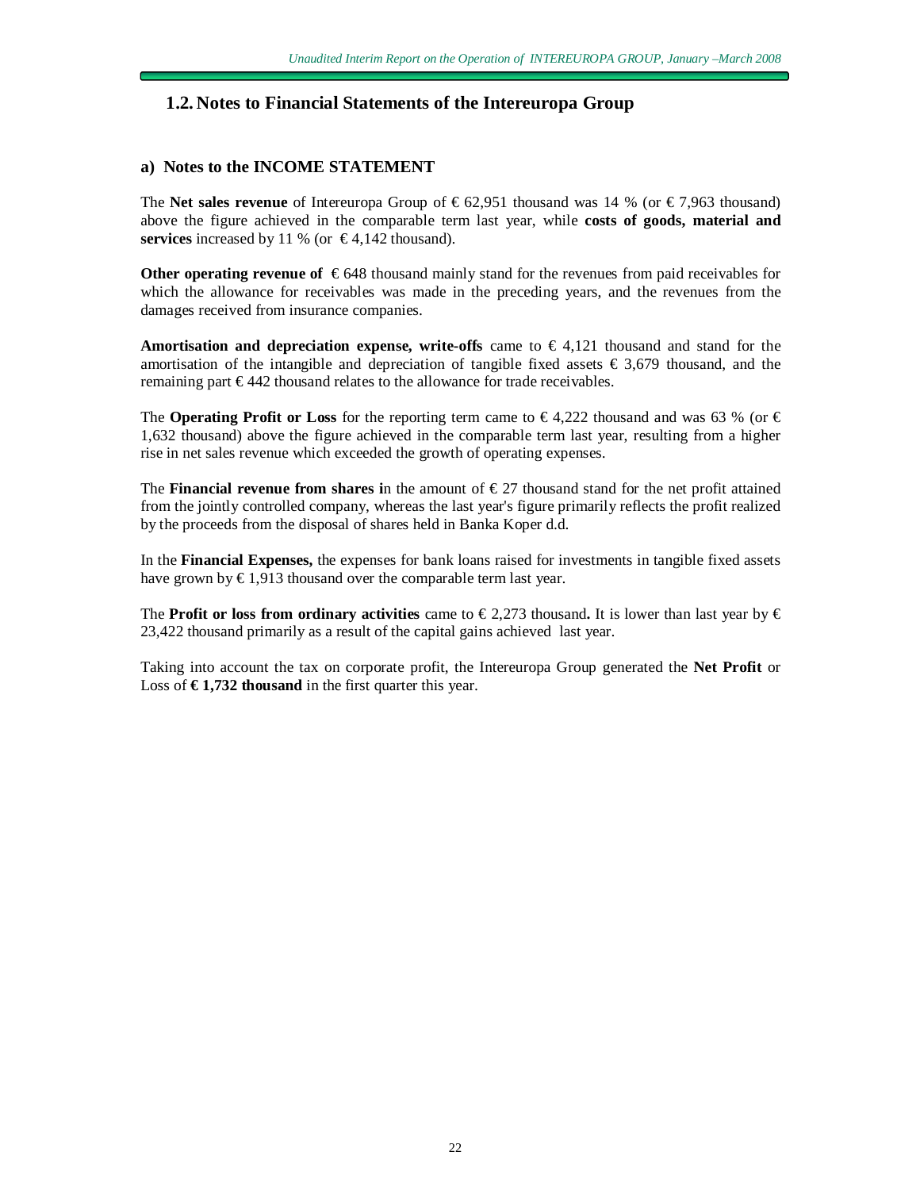## 1.2. Notes to Financial Statements of the Intereuropa Group

### a) Notes to the INCOME STATEMENT

The **Net sales revenue** of Intereuropa Group of € 62,951 thousand was 14 % (or € 7,963 thousand) above the figure achieved in the comparable term last year, while **costs of goods, material and services** increased by 11 % (or € 4,142 thousand).

**Other operating revenue of** € 648 thousand mainly stand for the revenues from paid receivables for which the allowance for receivables was made in the preceding years, and the revenues from the damages received from insurance companies.

**Amortisation and depreciation expense, write-offs** came to € 4,121 thousand and stand for the amortisation of the intangible and depreciation of tangible fixed assets € 3,679 thousand, and the remaining part € 442 thousand relates to the allowance for trade receivables.

The **Operating Profit or Loss** for the reporting term came to € 4,222 thousand and was 63 % (or € 1,632 thousand) above the figure achieved in the comparable term last year, resulting from a higher rise in net sales revenue which exceeded the growth of operating expenses.

The **Financial revenue from shares i**n the amount of € 27 thousand stand for the net profit attained from the jointly controlled company, whereas the last year's figure primarily reflects the profit realized by the proceeds from the disposal of shares held in Banka Koper d.d.

In the **Financial Expenses,** the expenses for bank loans raised for investments in tangible fixed assets have grown by € 1,913 thousand over the comparable term last year.

The **Profit or loss from ordinary activities** came to € 2,273 thousand**.** It is lower than last year by € 23,422 thousand primarily as a result of the capital gains achieved last year.

Taking into account the tax on corporate profit, the Intereuropa Group generated the **Net Profit** or Loss of **€ 1,732 thousand** in the first quarter this year.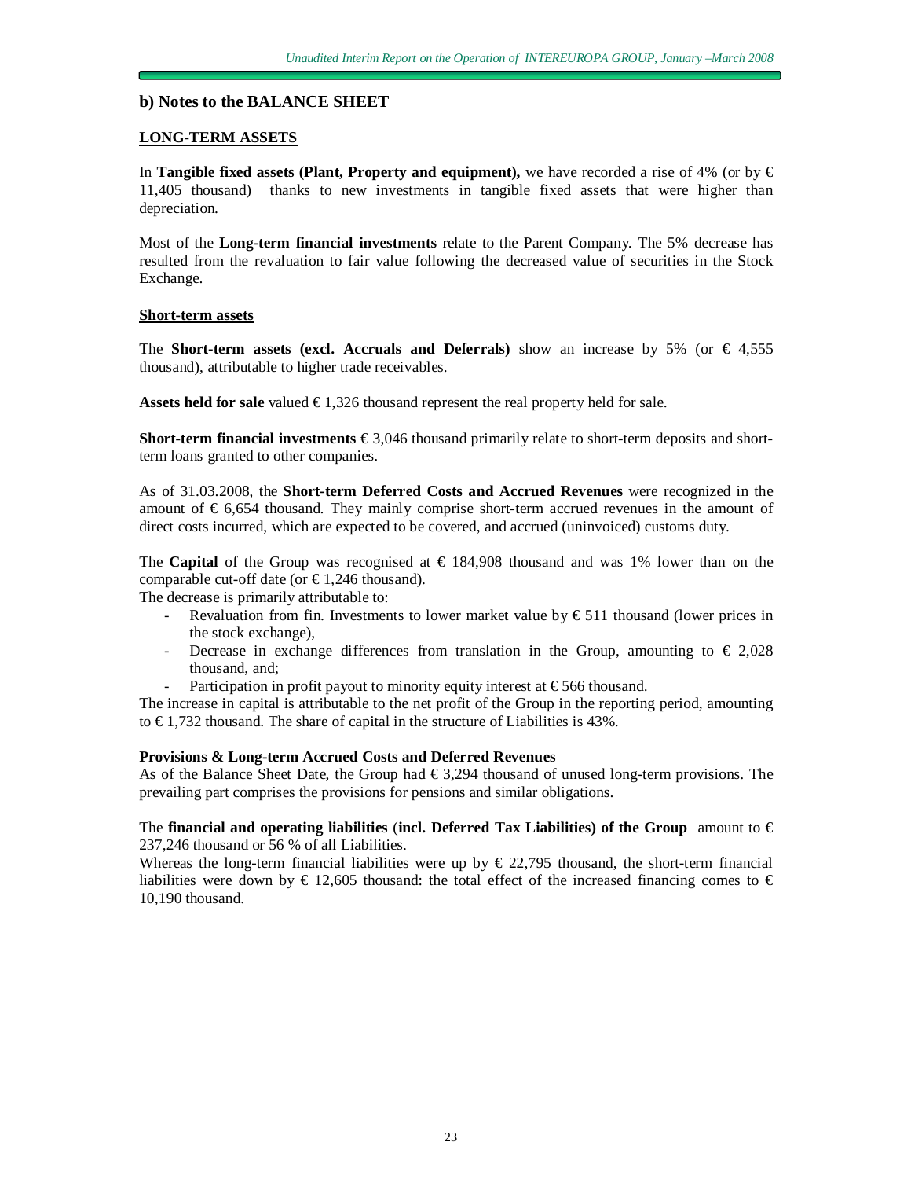## b) Notes to the BALANCE SHEET

### LONG-TERM ASSETS

In **Tangible fixed assets (Plant, Property and equipment),** we have recorded a rise of 4% (or by € 11,405 thousand) thanks to new investments in tangible fixed assets that were higher than depreciation.

Most of the **Long-term financial investments** relate to the Parent Company. The 5% decrease has resulted from the revaluation to fair value following the decreased value of securities in the Stock Exchange.

### Short-term assets

The **Short-term assets (excl. Accruals and Deferrals)** show an increase by 5% (or € 4,555 thousand), attributable to higher trade receivables.

**Assets held for sale** valued € 1,326 thousand represent the real property held for sale.

**Short-term financial investments** € 3,046 thousand primarily relate to short-term deposits and short-term loans granted to other companies.

As of 31.03.2008, the **Short-term Deferred Costs and Accrued Revenues** were recognized in the amount of € 6,654 thousand. They mainly comprise short-term accrued revenues in the amount of direct costs incurred, which are expected to be covered, and accrued (uninvoiced) customs duty.

The **Capital** of the Group was recognised at € 184,908 thousand and was 1% lower than on the comparable cut-off date (or € 1,246 thousand).
The decrease is primarily attributable to:

- Revaluation from fin. Investments to lower market value by € 511 thousand (lower prices in the stock exchange),
- Decrease in exchange differences from translation in the Group, amounting to € 2,028 thousand, and;
- Participation in profit payout to minority equity interest at € 566 thousand.

The increase in capital is attributable to the net profit of the Group in the reporting period, amounting to € 1,732 thousand. The share of capital in the structure of Liabilities is 43%.

**Provisions & Long-term Accrued Costs and Deferred Revenues**
As of the Balance Sheet Date, the Group had € 3,294 thousand of unused long-term provisions. The prevailing part comprises the provisions for pensions and similar obligations.

The **financial and operating liabilities** (**incl. Deferred Tax Liabilities) of the Group** amount to € 237,246 thousand or 56 % of all Liabilities.
Whereas the long-term financial liabilities were up by € 22,795 thousand, the short-term financial liabilities were down by € 12,605 thousand: the total effect of the increased financing comes to € 10,190 thousand.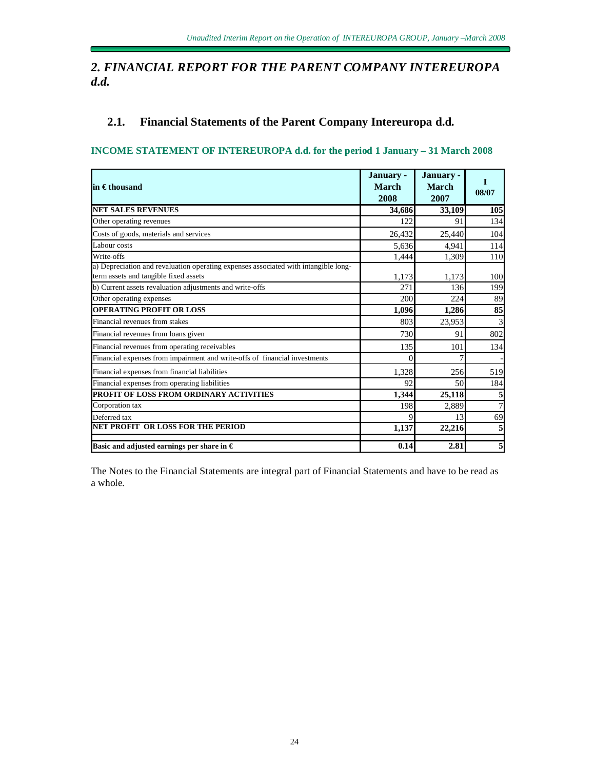## 2. FINANCIAL REPORT FOR THE PARENT COMPANY INTEREUROPA d.d.

### 2.1. Financial Statements of the Parent Company Intereuropa d.d.

**INCOME STATEMENT OF INTEREUROPA d.d. for the period 1 January – 31 March 2008**

| in € thousand | January - March 2008 | January - March 2007 | I 08/07 |
|---|---|---|---|
| **NET SALES REVENUES** | **34,686** | **33,109** | **105** |
| Other operating revenues | 122 | 91 | 134 |
| Costs of goods, materials and services | 26,432 | 25,440 | 104 |
| Labour costs | 5,636 | 4,941 | 114 |
| Write-offs | 1,444 | 1,309 | 110 |
| a) Depreciation and revaluation operating expenses associated with intangible long-term assets and tangible fixed assets | 1,173 | 1,173 | 100 |
| b) Current assets revaluation adjustments and write-offs | 271 | 136 | 199 |
| Other operating expenses | 200 | 224 | 89 |
| **OPERATING PROFIT OR LOSS** | **1,096** | **1,286** | **85** |
| Financial revenues from stakes | 803 | 23,953 | 3 |
| Financial revenues from loans given | 730 | 91 | 802 |
| Financial revenues from operating receivables | 135 | 101 | 134 |
| Financial expenses from impairment and write-offs of financial investments | 0 | 7 | - |
| Financial expenses from financial liabilities | 1,328 | 256 | 519 |
| Financial expenses from operating liabilities | 92 | 50 | 184 |
| **PROFIT OF LOSS FROM ORDINARY ACTIVITIES** | **1,344** | **25,118** | **5** |
| Corporation tax | 198 | 2,889 | 7 |
| Deferred tax | 9 | 13 | 69 |
| **NET PROFIT OR LOSS FOR THE PERIOD** | **1,137** | **22,216** | **5** |
| **Basic and adjusted earnings per share in €** | **0.14** | **2.81** | **5** |

The Notes to the Financial Statements are integral part of Financial Statements and have to be read as a whole.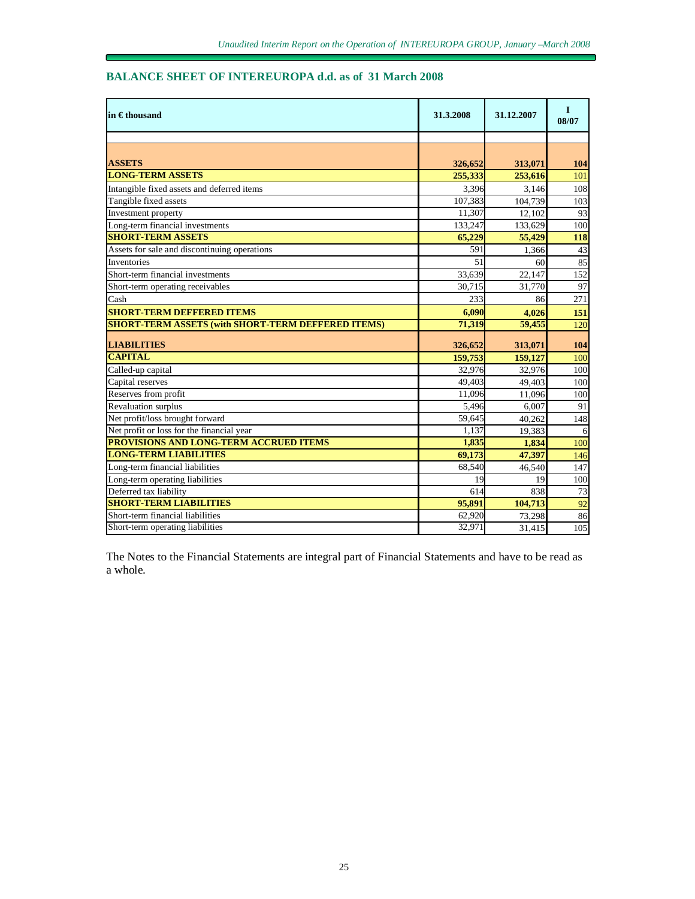## BALANCE SHEET OF INTEREUROPA d.d. as of 31 March 2008

| in € thousand | 31.3.2008 | 31.12.2007 | I 08/07 |
|---|---|---|---|
| **ASSETS** | **326,652** | **313,071** | **104** |
| **LONG-TERM ASSETS** | **255,333** | **253,616** | 101 |
| Intangible fixed assets and deferred items | 3,396 | 3,146 | 108 |
| Tangible fixed assets | 107,383 | 104,739 | 103 |
| Investment property | 11,307 | 12,102 | 93 |
| Long-term financial investments | 133,247 | 133,629 | 100 |
| **SHORT-TERM ASSETS** | **65,229** | **55,429** | **118** |
| Assets for sale and discontinuing operations | 591 | 1,366 | 43 |
| Inventories | 51 | 60 | 85 |
| Short-term financial investments | 33,639 | 22,147 | 152 |
| Short-term operating receivables | 30,715 | 31,770 | 97 |
| Cash | 233 | 86 | 271 |
| **SHORT-TERM DEFFERED ITEMS** | **6,090** | **4,026** | **151** |
| **SHORT-TERM ASSETS (with SHORT-TERM DEFFERED ITEMS)** | **71,319** | **59,455** | 120 |
| **LIABILITIES** | **326,652** | **313,071** | **104** |
| **CAPITAL** | **159,753** | **159,127** | 100 |
| Called-up capital | 32,976 | 32,976 | 100 |
| Capital reserves | 49,403 | 49,403 | 100 |
| Reserves from profit | 11,096 | 11,096 | 100 |
| Revaluation surplus | 5,496 | 6,007 | 91 |
| Net profit/loss brought forward | 59,645 | 40,262 | 148 |
| Net profit or loss for the financial year | 1,137 | 19,383 | 6 |
| **PROVISIONS AND LONG-TERM ACCRUED ITEMS** | **1,835** | **1,834** | 100 |
| **LONG-TERM LIABILITIES** | **69,173** | **47,397** | 146 |
| Long-term financial liabilities | 68,540 | 46,540 | 147 |
| Long-term operating liabilities | 19 | 19 | 100 |
| Deferred tax liability | 614 | 838 | 73 |
| **SHORT-TERM LIABILITIES** | **95,891** | **104,713** | 92 |
| Short-term financial liabilities | 62,920 | 73,298 | 86 |
| Short-term operating liabilities | 32,971 | 31,415 | 105 |

The Notes to the Financial Statements are integral part of Financial Statements and have to be read as a whole.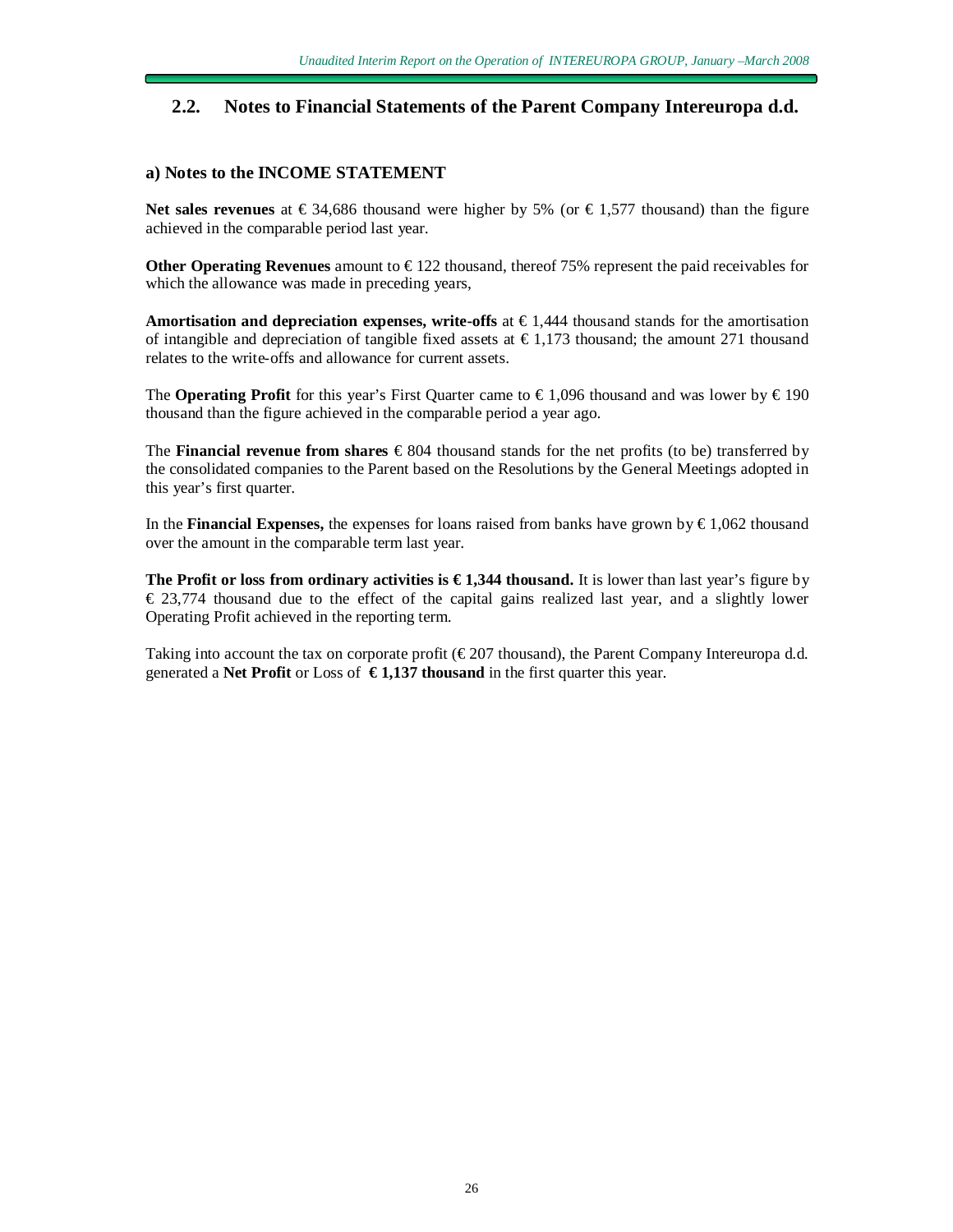## 2.2. Notes to Financial Statements of the Parent Company Intereuropa d.d.

### a) Notes to the INCOME STATEMENT

**Net sales revenues** at € 34,686 thousand were higher by 5% (or € 1,577 thousand) than the figure achieved in the comparable period last year.

**Other Operating Revenues** amount to € 122 thousand, thereof 75% represent the paid receivables for which the allowance was made in preceding years,

**Amortisation and depreciation expenses, write-offs** at € 1,444 thousand stands for the amortisation of intangible and depreciation of tangible fixed assets at € 1,173 thousand; the amount 271 thousand relates to the write-offs and allowance for current assets.

The **Operating Profit** for this year's First Quarter came to € 1,096 thousand and was lower by € 190 thousand than the figure achieved in the comparable period a year ago.

The **Financial revenue from shares** € 804 thousand stands for the net profits (to be) transferred by the consolidated companies to the Parent based on the Resolutions by the General Meetings adopted in this year's first quarter.

In the **Financial Expenses,** the expenses for loans raised from banks have grown by € 1,062 thousand over the amount in the comparable term last year.

**The Profit or loss from ordinary activities is € 1,344 thousand.** It is lower than last year's figure by € 23,774 thousand due to the effect of the capital gains realized last year, and a slightly lower Operating Profit achieved in the reporting term.

Taking into account the tax on corporate profit (€ 207 thousand), the Parent Company Intereuropa d.d. generated a **Net Profit** or Loss of **€ 1,137 thousand** in the first quarter this year.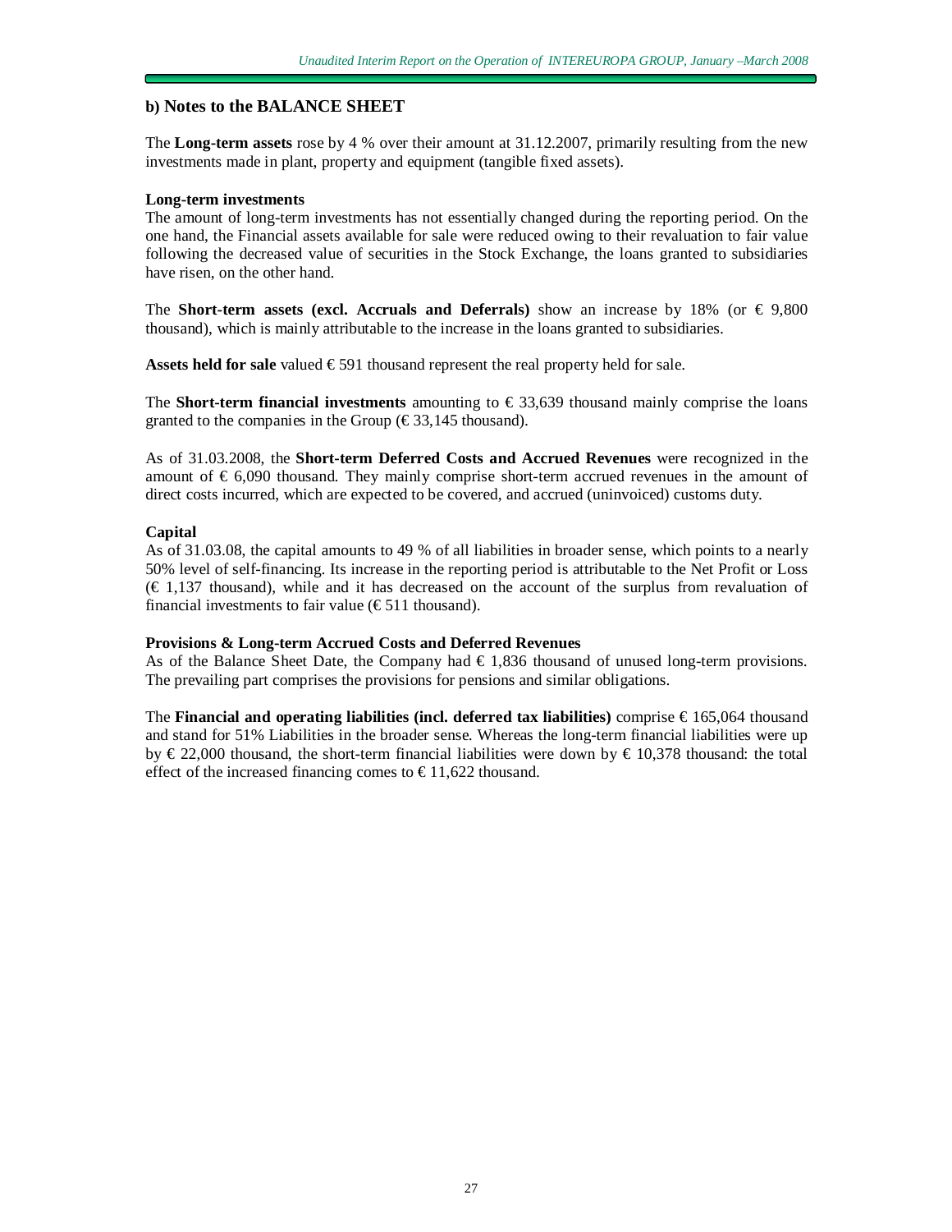## b) Notes to the BALANCE SHEET

The **Long-term assets** rose by 4 % over their amount at 31.12.2007, primarily resulting from the new investments made in plant, property and equipment (tangible fixed assets).

**Long-term investments**

The amount of long-term investments has not essentially changed during the reporting period. On the one hand, the Financial assets available for sale were reduced owing to their revaluation to fair value following the decreased value of securities in the Stock Exchange, the loans granted to subsidiaries have risen, on the other hand.

The **Short-term assets (excl. Accruals and Deferrals)** show an increase by 18% (or € 9,800 thousand), which is mainly attributable to the increase in the loans granted to subsidiaries.

**Assets held for sale** valued € 591 thousand represent the real property held for sale.

The **Short-term financial investments** amounting to € 33,639 thousand mainly comprise the loans granted to the companies in the Group (€ 33,145 thousand).

As of 31.03.2008, the **Short-term Deferred Costs and Accrued Revenues** were recognized in the amount of € 6,090 thousand. They mainly comprise short-term accrued revenues in the amount of direct costs incurred, which are expected to be covered, and accrued (uninvoiced) customs duty.

**Capital**

As of 31.03.08, the capital amounts to 49 % of all liabilities in broader sense, which points to a nearly 50% level of self-financing. Its increase in the reporting period is attributable to the Net Profit or Loss (€ 1,137 thousand), while and it has decreased on the account of the surplus from revaluation of financial investments to fair value (€ 511 thousand).

**Provisions & Long-term Accrued Costs and Deferred Revenues**

As of the Balance Sheet Date, the Company had € 1,836 thousand of unused long-term provisions. The prevailing part comprises the provisions for pensions and similar obligations.

The **Financial and operating liabilities (incl. deferred tax liabilities)** comprise € 165,064 thousand and stand for 51% Liabilities in the broader sense. Whereas the long-term financial liabilities were up by € 22,000 thousand, the short-term financial liabilities were down by € 10,378 thousand: the total effect of the increased financing comes to € 11,622 thousand.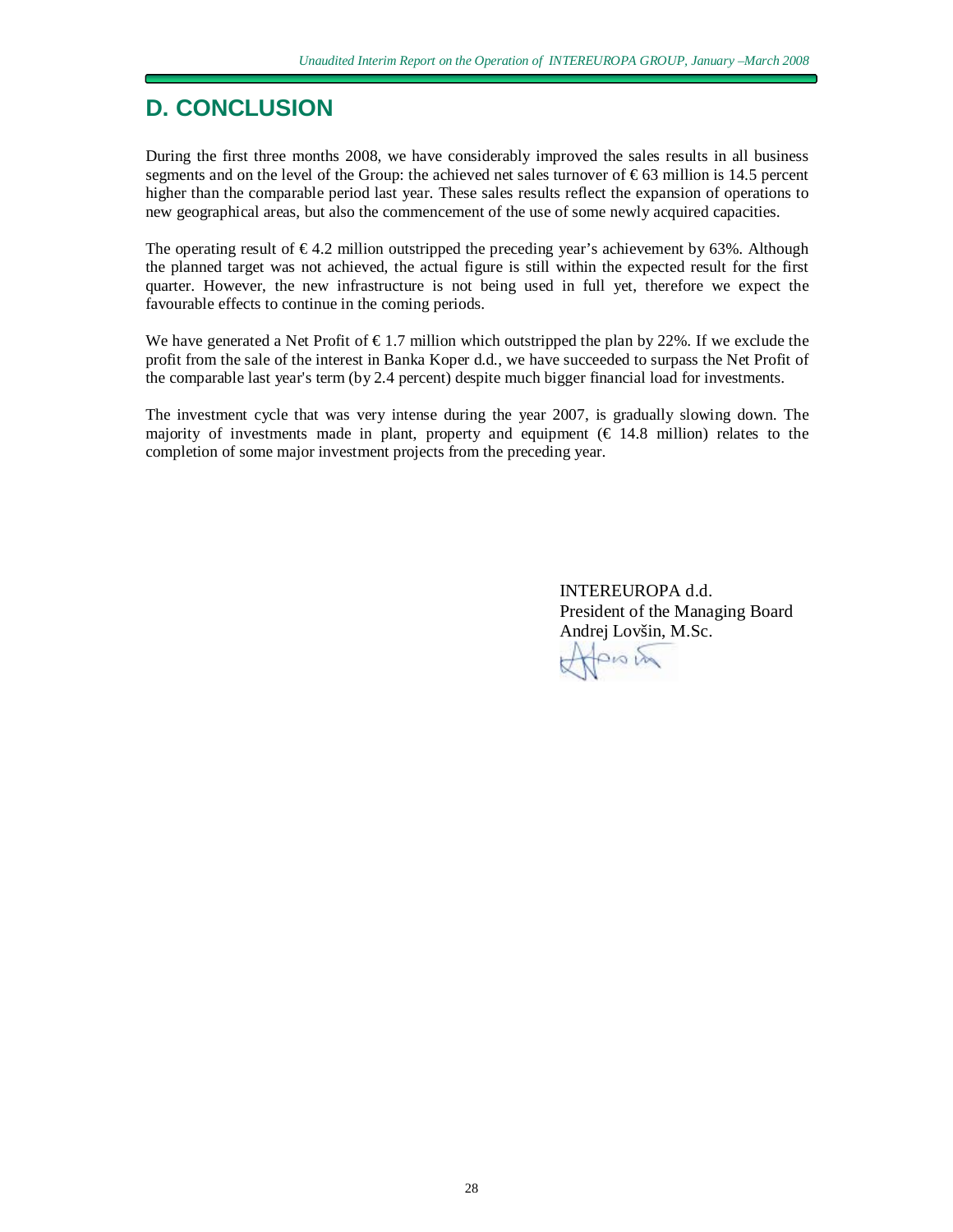# D. CONCLUSION

During the first three months 2008, we have considerably improved the sales results in all business segments and on the level of the Group: the achieved net sales turnover of € 63 million is 14.5 percent higher than the comparable period last year. These sales results reflect the expansion of operations to new geographical areas, but also the commencement of the use of some newly acquired capacities.

The operating result of € 4.2 million outstripped the preceding year's achievement by 63%. Although the planned target was not achieved, the actual figure is still within the expected result for the first quarter. However, the new infrastructure is not being used in full yet, therefore we expect the favourable effects to continue in the coming periods.

We have generated a Net Profit of € 1.7 million which outstripped the plan by 22%. If we exclude the profit from the sale of the interest in Banka Koper d.d., we have succeeded to surpass the Net Profit of the comparable last year's term (by 2.4 percent) despite much bigger financial load for investments.

The investment cycle that was very intense during the year 2007, is gradually slowing down. The majority of investments made in plant, property and equipment (€ 14.8 million) relates to the completion of some major investment projects from the preceding year.

INTEREUROPA d.d.
President of the Managing Board
Andrej Lovšin, M.Sc.